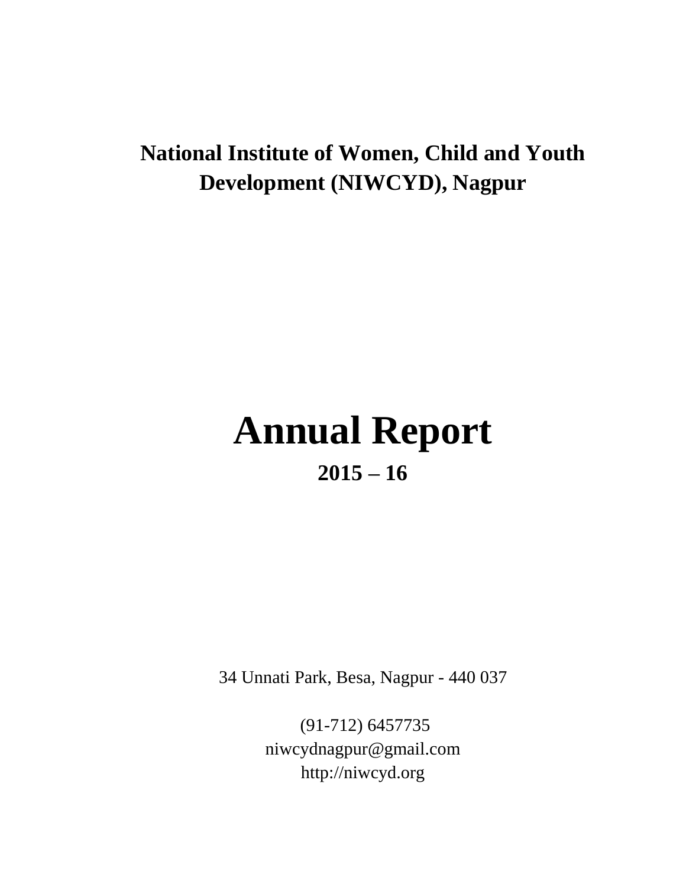**National Institute of Women, Child and Youth Development (NIWCYD), Nagpur**

# Annual Report

## 2015 – 16

34 Unnati Park, Besa, Nagpur - 440 037

(91-712) 6457735
niwcydnagpur@gmail.com
http://niwcyd.org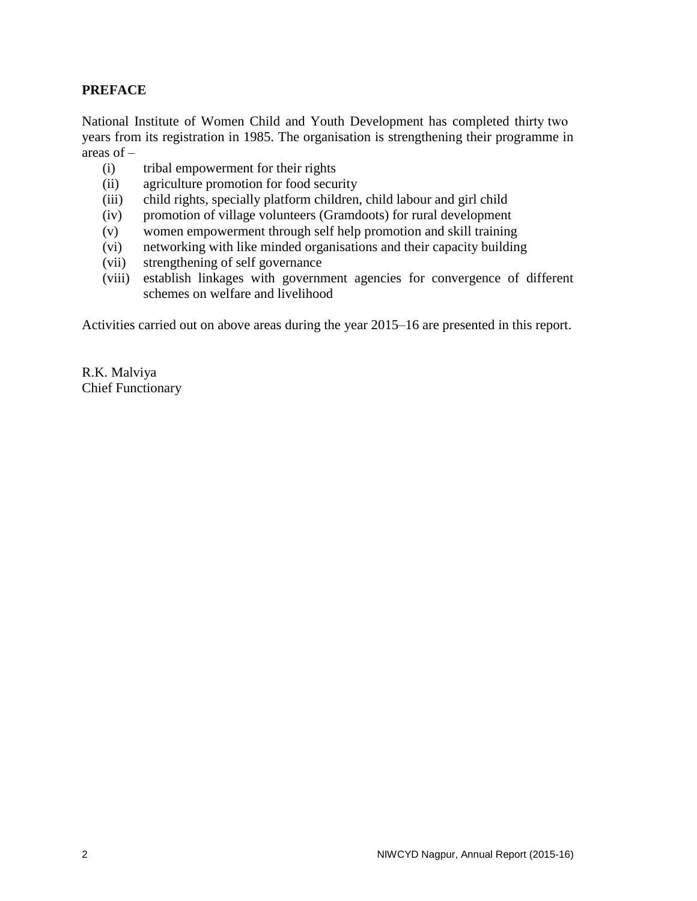## PREFACE

National Institute of Women Child and Youth Development has completed thirty two years from its registration in 1985. The organisation is strengthening their programme in areas of –

(i) tribal empowerment for their rights
(ii) agriculture promotion for food security
(iii) child rights, specially platform children, child labour and girl child
(iv) promotion of village volunteers (Gramdoots) for rural development
(v) women empowerment through self help promotion and skill training
(vi) networking with like minded organisations and their capacity building
(vii) strengthening of self governance
(viii) establish linkages with government agencies for convergence of different schemes on welfare and livelihood

Activities carried out on above areas during the year 2015–16 are presented in this report.

R.K. Malviya
Chief Functionary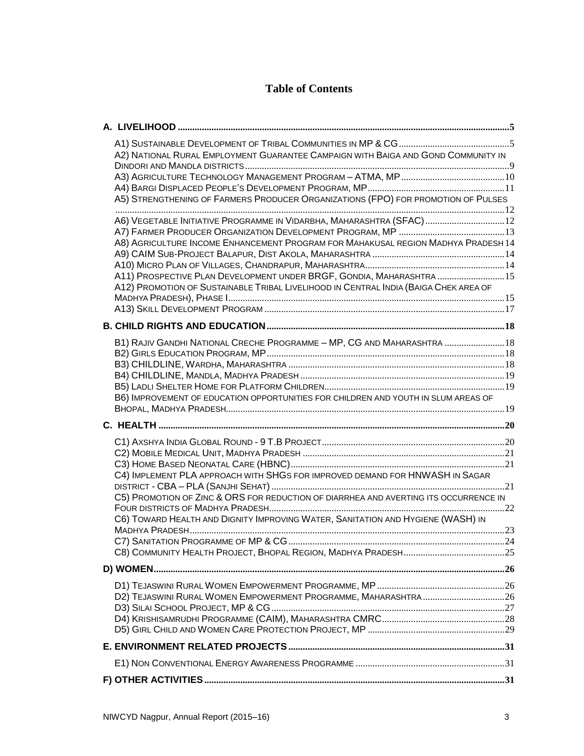# Table of Contents

| | |
|---|---|
| **A. LIVELIHOOD** | **5** |
| A1) SUSTAINABLE DEVELOPMENT OF TRIBAL COMMUNITIES IN MP & CG | 5 |
| A2) NATIONAL RURAL EMPLOYMENT GUARANTEE CAMPAIGN WITH BAIGA AND GOND COMMUNITY IN DINDORI AND MANDLA DISTRICTS | 9 |
| A3) AGRICULTURE TECHNOLOGY MANAGEMENT PROGRAM – ATMA, MP | 10 |
| A4) BARGI DISPLACED PEOPLE'S DEVELOPMENT PROGRAM, MP | 11 |
| A5) STRENGTHENING OF FARMERS PRODUCER ORGANIZATIONS (FPO) FOR PROMOTION OF PULSES | 12 |
| A6) VEGETABLE INITIATIVE PROGRAMME IN VIDARBHA, MAHARASHTRA (SFAC) | 12 |
| A7) FARMER PRODUCER ORGANIZATION DEVELOPMENT PROGRAM, MP | 13 |
| A8) AGRICULTURE INCOME ENHANCEMENT PROGRAM FOR MAHAKUSAL REGION MADHYA PRADESH | 14 |
| A9) CAIM SUB-PROJECT BALAPUR, DIST AKOLA, MAHARASHTRA | 14 |
| A10) MICRO PLAN OF VILLAGES, CHANDRAPUR, MAHARASHTRA | 14 |
| A11) PROSPECTIVE PLAN DEVELOPMENT UNDER BRGF, GONDIA, MAHARASHTRA | 15 |
| A12) PROMOTION OF SUSTAINABLE TRIBAL LIVELIHOOD IN CENTRAL INDIA (BAIGA CHEK AREA OF MADHYA PRADESH), PHASE I | 15 |
| A13) SKILL DEVELOPMENT PROGRAM | 17 |
| **B. CHILD RIGHTS AND EDUCATION** | **18** |
| B1) RAJIV GANDHI NATIONAL CRECHE PROGRAMME – MP, CG AND MAHARASHTRA | 18 |
| B2) GIRLS EDUCATION PROGRAM, MP | 18 |
| B3) CHILDLINE, WARDHA, MAHARASHTRA | 18 |
| B4) CHILDLINE, MANDLA, MADHYA PRADESH | 19 |
| B5) LADLI SHELTER HOME FOR PLATFORM CHILDREN | 19 |
| B6) IMPROVEMENT OF EDUCATION OPPORTUNITIES FOR CHILDREN AND YOUTH IN SLUM AREAS OF BHOPAL, MADHYA PRADESH | 19 |
| **C. HEALTH** | **20** |
| C1) AXSHYA INDIA GLOBAL ROUND - 9 T.B PROJECT | 20 |
| C2) MOBILE MEDICAL UNIT, MADHYA PRADESH | 21 |
| C3) HOME BASED NEONATAL CARE (HBNC) | 21 |
| C4) IMPLEMENT PLA APPROACH WITH SHGS FOR IMPROVED DEMAND FOR HNWASH IN SAGAR DISTRICT - CBA – PLA (SANJHI SEHAT) | 21 |
| C5) PROMOTION OF ZINC & ORS FOR REDUCTION OF DIARRHEA AND AVERTING ITS OCCURRENCE IN FOUR DISTRICTS OF MADHYA PRADESH | 22 |
| C6) TOWARD HEALTH AND DIGNITY IMPROVING WATER, SANITATION AND HYGIENE (WASH) IN MADHYA PRADESH | 23 |
| C7) SANITATION PROGRAMME OF MP & CG | 24 |
| C8) COMMUNITY HEALTH PROJECT, BHOPAL REGION, MADHYA PRADESH | 25 |
| **D) WOMEN** | **26** |
| D1) TEJASWINI RURAL WOMEN EMPOWERMENT PROGRAMME, MP | 26 |
| D2) TEJASWINI RURAL WOMEN EMPOWERMENT PROGRAMME, MAHARASHTRA | 26 |
| D3) SILAI SCHOOL PROJECT, MP & CG | 27 |
| D4) KRISHISAMRUDHI PROGRAMME (CAIM), MAHARASHTRA CMRC | 28 |
| D5) GIRL CHILD AND WOMEN CARE PROTECTION PROJECT, MP | 29 |
| **E. ENVIRONMENT RELATED PROJECTS** | **31** |
| E1) NON CONVENTIONAL ENERGY AWARENESS PROGRAMME | 31 |
| **F) OTHER ACTIVITIES** | **31** |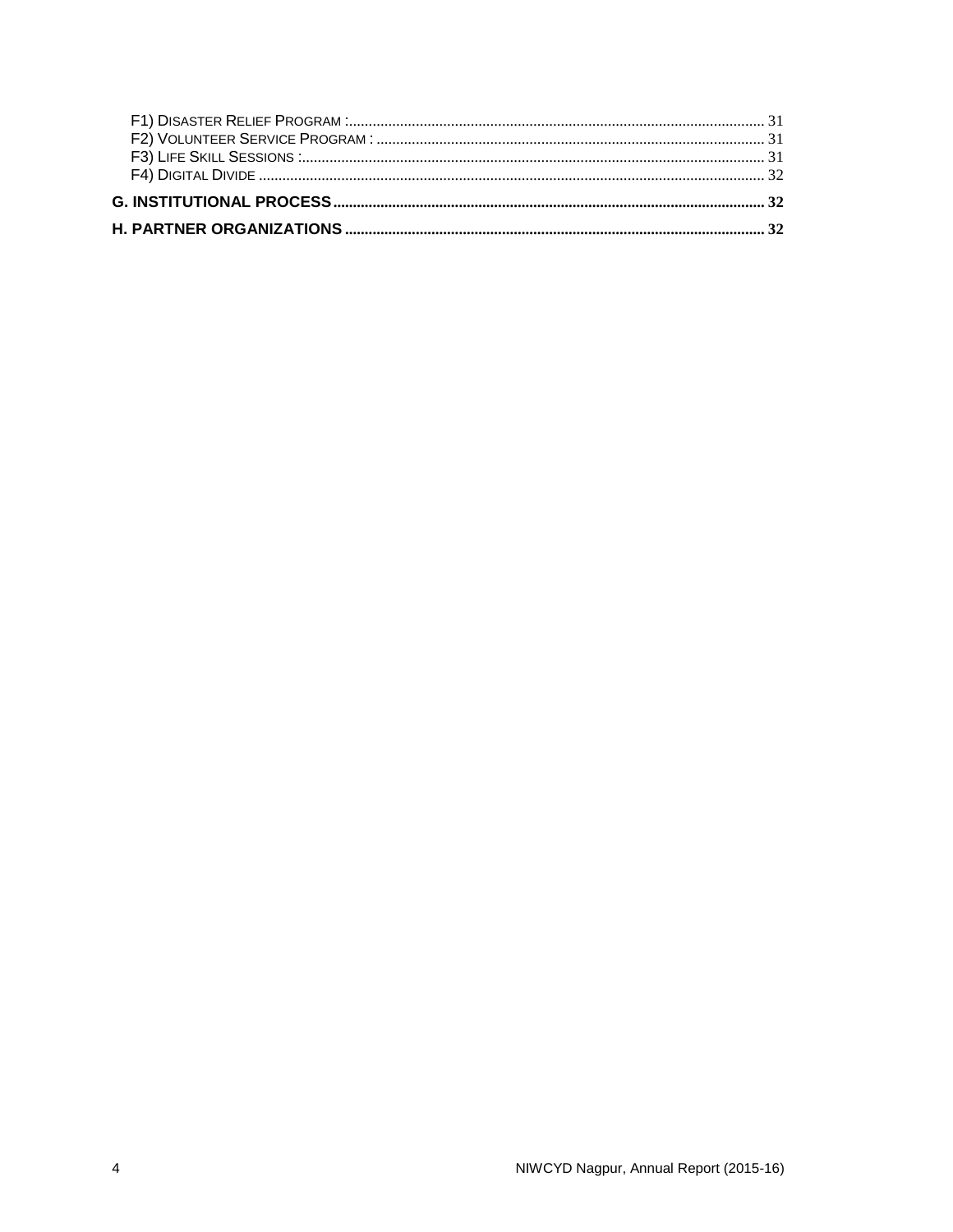F1) Disaster Relief Program : 31

F2) Volunteer Service Program : 31

F3) Life Skill Sessions : 31

F4) Digital Divide 32

**G. INSTITUTIONAL PROCESS 32**

**H. PARTNER ORGANIZATIONS 32**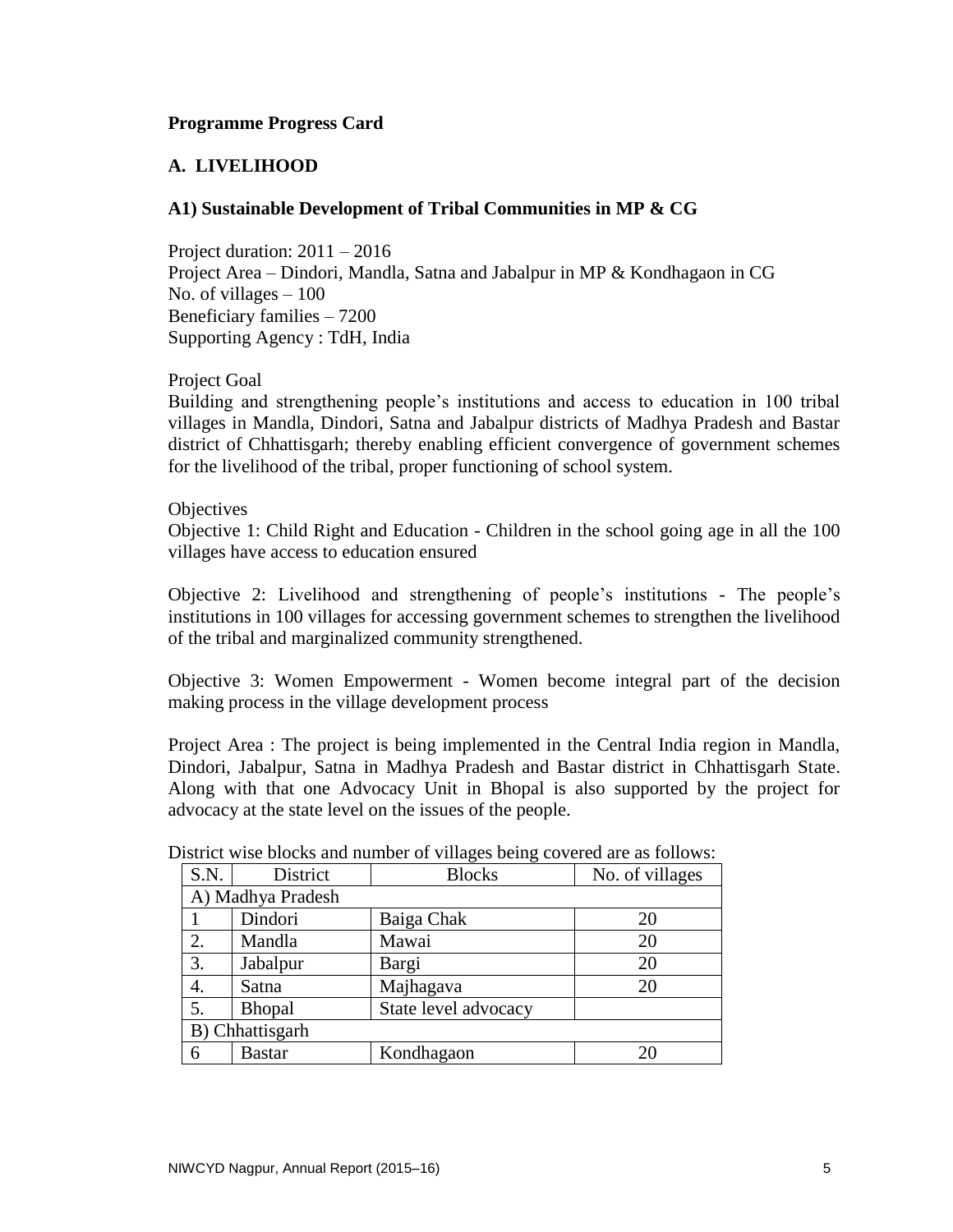**Programme Progress Card**

## A. LIVELIHOOD

### A1) Sustainable Development of Tribal Communities in MP & CG

Project duration: 2011 – 2016
Project Area – Dindori, Mandla, Satna and Jabalpur in MP & Kondhagaon in CG
No. of villages – 100
Beneficiary families – 7200
Supporting Agency : TdH, India

Project Goal
Building and strengthening people's institutions and access to education in 100 tribal villages in Mandla, Dindori, Satna and Jabalpur districts of Madhya Pradesh and Bastar district of Chhattisgarh; thereby enabling efficient convergence of government schemes for the livelihood of the tribal, proper functioning of school system.

Objectives
Objective 1: Child Right and Education - Children in the school going age in all the 100 villages have access to education ensured

Objective 2: Livelihood and strengthening of people's institutions - The people's institutions in 100 villages for accessing government schemes to strengthen the livelihood of the tribal and marginalized community strengthened.

Objective 3: Women Empowerment - Women become integral part of the decision making process in the village development process

Project Area : The project is being implemented in the Central India region in Mandla, Dindori, Jabalpur, Satna in Madhya Pradesh and Bastar district in Chhattisgarh State. Along with that one Advocacy Unit in Bhopal is also supported by the project for advocacy at the state level on the issues of the people.

District wise blocks and number of villages being covered are as follows:

| S.N. | District | Blocks | No. of villages |
|---|---|---|---|
| A) Madhya Pradesh | | | |
| 1 | Dindori | Baiga Chak | 20 |
| 2. | Mandla | Mawai | 20 |
| 3. | Jabalpur | Bargi | 20 |
| 4. | Satna | Majhagava | 20 |
| 5. | Bhopal | State level advocacy | |
| B) Chhattisgarh | | | |
| 6 | Bastar | Kondhagaon | 20 |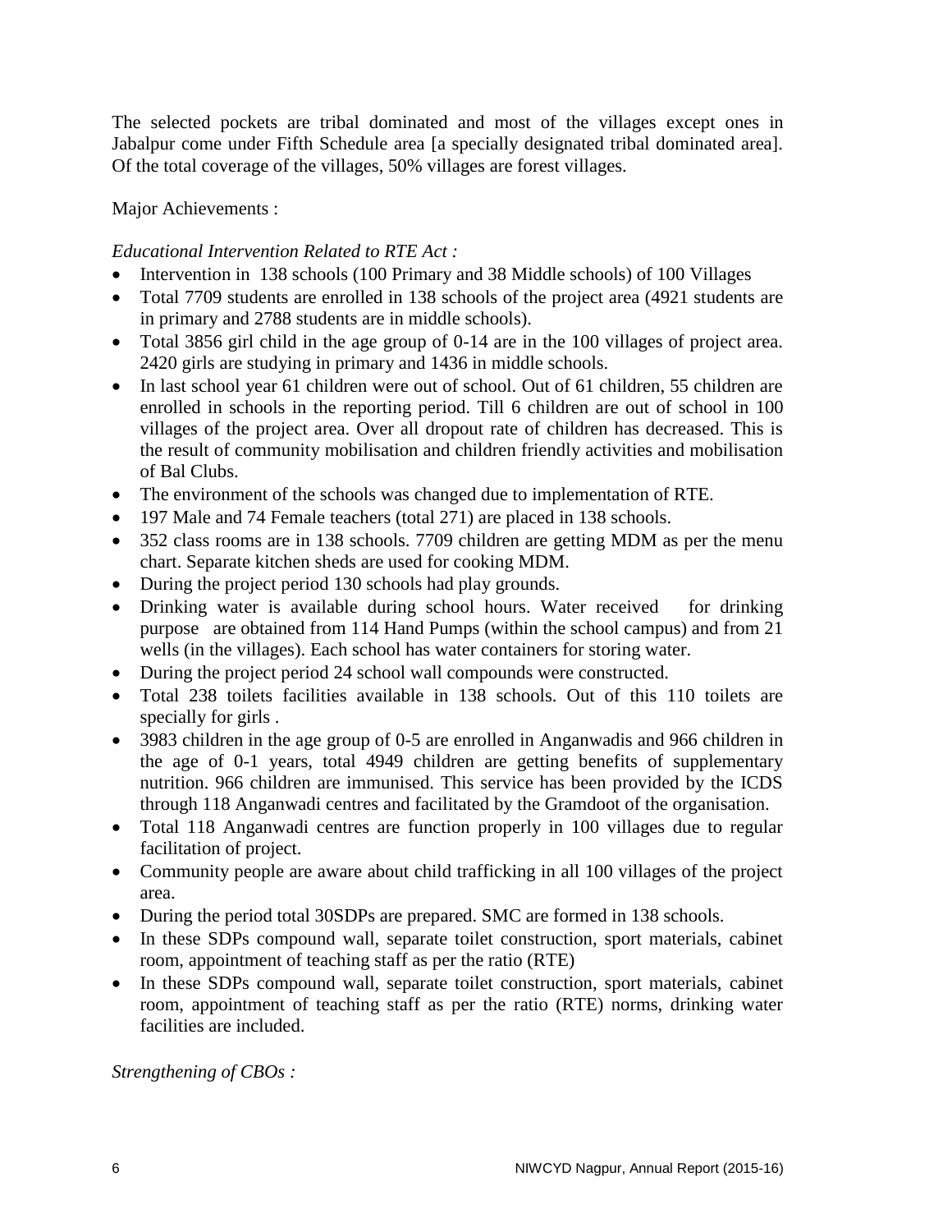The selected pockets are tribal dominated and most of the villages except ones in Jabalpur come under Fifth Schedule area [a specially designated tribal dominated area]. Of the total coverage of the villages, 50% villages are forest villages.

Major Achievements :

*Educational Intervention Related to RTE Act :*

- Intervention in 138 schools (100 Primary and 38 Middle schools) of 100 Villages
- Total 7709 students are enrolled in 138 schools of the project area (4921 students are in primary and 2788 students are in middle schools).
- Total 3856 girl child in the age group of 0-14 are in the 100 villages of project area. 2420 girls are studying in primary and 1436 in middle schools.
- In last school year 61 children were out of school. Out of 61 children, 55 children are enrolled in schools in the reporting period. Till 6 children are out of school in 100 villages of the project area. Over all dropout rate of children has decreased. This is the result of community mobilisation and children friendly activities and mobilisation of Bal Clubs.
- The environment of the schools was changed due to implementation of RTE.
- 197 Male and 74 Female teachers (total 271) are placed in 138 schools.
- 352 class rooms are in 138 schools. 7709 children are getting MDM as per the menu chart. Separate kitchen sheds are used for cooking MDM.
- During the project period 130 schools had play grounds.
- Drinking water is available during school hours. Water received for drinking purpose are obtained from 114 Hand Pumps (within the school campus) and from 21 wells (in the villages). Each school has water containers for storing water.
- During the project period 24 school wall compounds were constructed.
- Total 238 toilets facilities available in 138 schools. Out of this 110 toilets are specially for girls .
- 3983 children in the age group of 0-5 are enrolled in Anganwadis and 966 children in the age of 0-1 years, total 4949 children are getting benefits of supplementary nutrition. 966 children are immunised. This service has been provided by the ICDS through 118 Anganwadi centres and facilitated by the Gramdoot of the organisation.
- Total 118 Anganwadi centres are function properly in 100 villages due to regular facilitation of project.
- Community people are aware about child trafficking in all 100 villages of the project area.
- During the period total 30SDPs are prepared. SMC are formed in 138 schools.
- In these SDPs compound wall, separate toilet construction, sport materials, cabinet room, appointment of teaching staff as per the ratio (RTE)
- In these SDPs compound wall, separate toilet construction, sport materials, cabinet room, appointment of teaching staff as per the ratio (RTE) norms, drinking water facilities are included.

*Strengthening of CBOs :*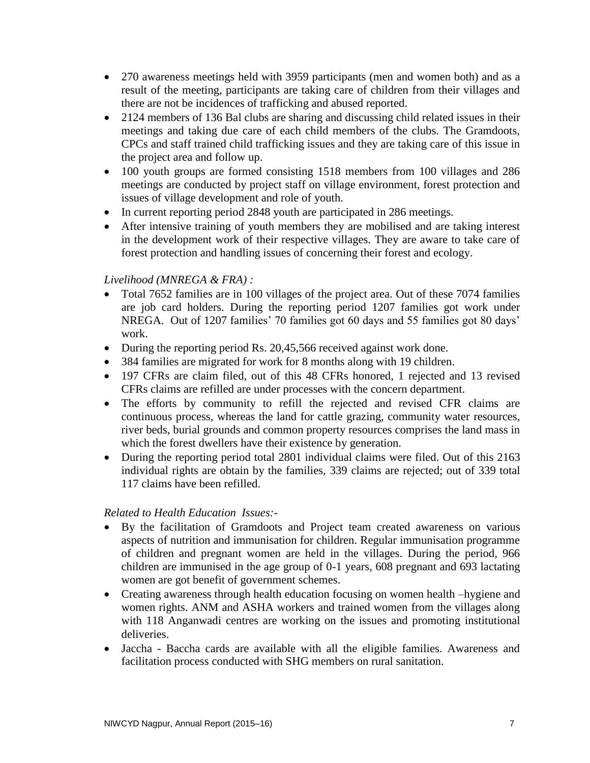- 270 awareness meetings held with 3959 participants (men and women both) and as a result of the meeting, participants are taking care of children from their villages and there are not be incidences of trafficking and abused reported.
- 2124 members of 136 Bal clubs are sharing and discussing child related issues in their meetings and taking due care of each child members of the clubs. The Gramdoots, CPCs and staff trained child trafficking issues and they are taking care of this issue in the project area and follow up.
- 100 youth groups are formed consisting 1518 members from 100 villages and 286 meetings are conducted by project staff on village environment, forest protection and issues of village development and role of youth.
- In current reporting period 2848 youth are participated in 286 meetings.
- After intensive training of youth members they are mobilised and are taking interest in the development work of their respective villages. They are aware to take care of forest protection and handling issues of concerning their forest and ecology.

*Livelihood (MNREGA & FRA) :*

- Total 7652 families are in 100 villages of the project area. Out of these 7074 families are job card holders. During the reporting period 1207 families got work under NREGA. Out of 1207 families' 70 families got 60 days and 55 families got 80 days' work.
- During the reporting period Rs. 20,45,566 received against work done.
- 384 families are migrated for work for 8 months along with 19 children.
- 197 CFRs are claim filed, out of this 48 CFRs honored, 1 rejected and 13 revised CFRs claims are refilled are under processes with the concern department.
- The efforts by community to refill the rejected and revised CFR claims are continuous process, whereas the land for cattle grazing, community water resources, river beds, burial grounds and common property resources comprises the land mass in which the forest dwellers have their existence by generation.
- During the reporting period total 2801 individual claims were filed. Out of this 2163 individual rights are obtain by the families, 339 claims are rejected; out of 339 total 117 claims have been refilled.

*Related to Health Education Issues:-*

- By the facilitation of Gramdoots and Project team created awareness on various aspects of nutrition and immunisation for children. Regular immunisation programme of children and pregnant women are held in the villages. During the period, 966 children are immunised in the age group of 0-1 years, 608 pregnant and 693 lactating women are got benefit of government schemes.
- Creating awareness through health education focusing on women health –hygiene and women rights. ANM and ASHA workers and trained women from the villages along with 118 Anganwadi centres are working on the issues and promoting institutional deliveries.
- Jaccha - Baccha cards are available with all the eligible families. Awareness and facilitation process conducted with SHG members on rural sanitation.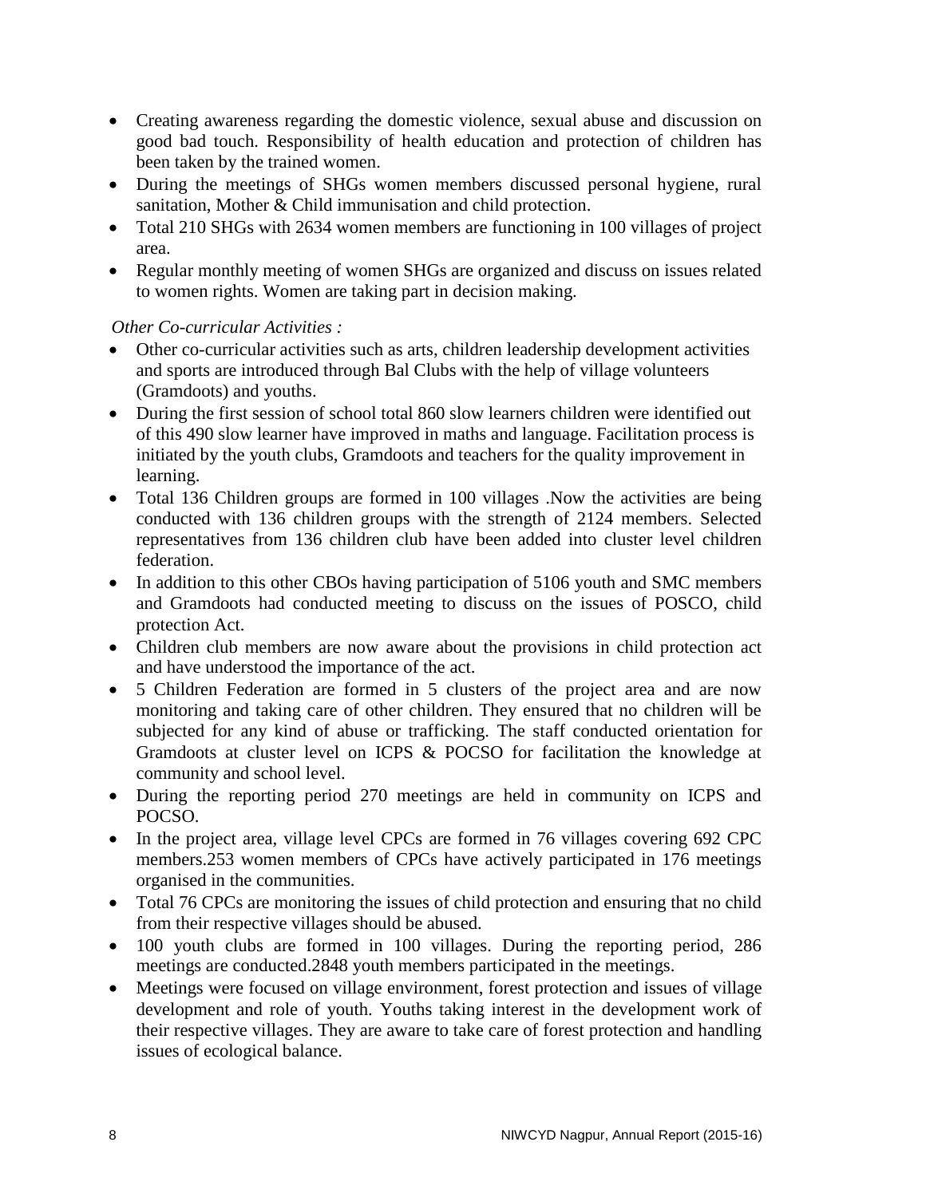- Creating awareness regarding the domestic violence, sexual abuse and discussion on good bad touch. Responsibility of health education and protection of children has been taken by the trained women.
- During the meetings of SHGs women members discussed personal hygiene, rural sanitation, Mother & Child immunisation and child protection.
- Total 210 SHGs with 2634 women members are functioning in 100 villages of project area.
- Regular monthly meeting of women SHGs are organized and discuss on issues related to women rights. Women are taking part in decision making.

*Other Co-curricular Activities :*

- Other co-curricular activities such as arts, children leadership development activities and sports are introduced through Bal Clubs with the help of village volunteers (Gramdoots) and youths.
- During the first session of school total 860 slow learners children were identified out of this 490 slow learner have improved in maths and language. Facilitation process is initiated by the youth clubs, Gramdoots and teachers for the quality improvement in learning.
- Total 136 Children groups are formed in 100 villages .Now the activities are being conducted with 136 children groups with the strength of 2124 members. Selected representatives from 136 children club have been added into cluster level children federation.
- In addition to this other CBOs having participation of 5106 youth and SMC members and Gramdoots had conducted meeting to discuss on the issues of POSCO, child protection Act.
- Children club members are now aware about the provisions in child protection act and have understood the importance of the act.
- 5 Children Federation are formed in 5 clusters of the project area and are now monitoring and taking care of other children. They ensured that no children will be subjected for any kind of abuse or trafficking. The staff conducted orientation for Gramdoots at cluster level on ICPS & POCSO for facilitation the knowledge at community and school level.
- During the reporting period 270 meetings are held in community on ICPS and POCSO.
- In the project area, village level CPCs are formed in 76 villages covering 692 CPC members.253 women members of CPCs have actively participated in 176 meetings organised in the communities.
- Total 76 CPCs are monitoring the issues of child protection and ensuring that no child from their respective villages should be abused.
- 100 youth clubs are formed in 100 villages. During the reporting period, 286 meetings are conducted.2848 youth members participated in the meetings.
- Meetings were focused on village environment, forest protection and issues of village development and role of youth. Youths taking interest in the development work of their respective villages. They are aware to take care of forest protection and handling issues of ecological balance.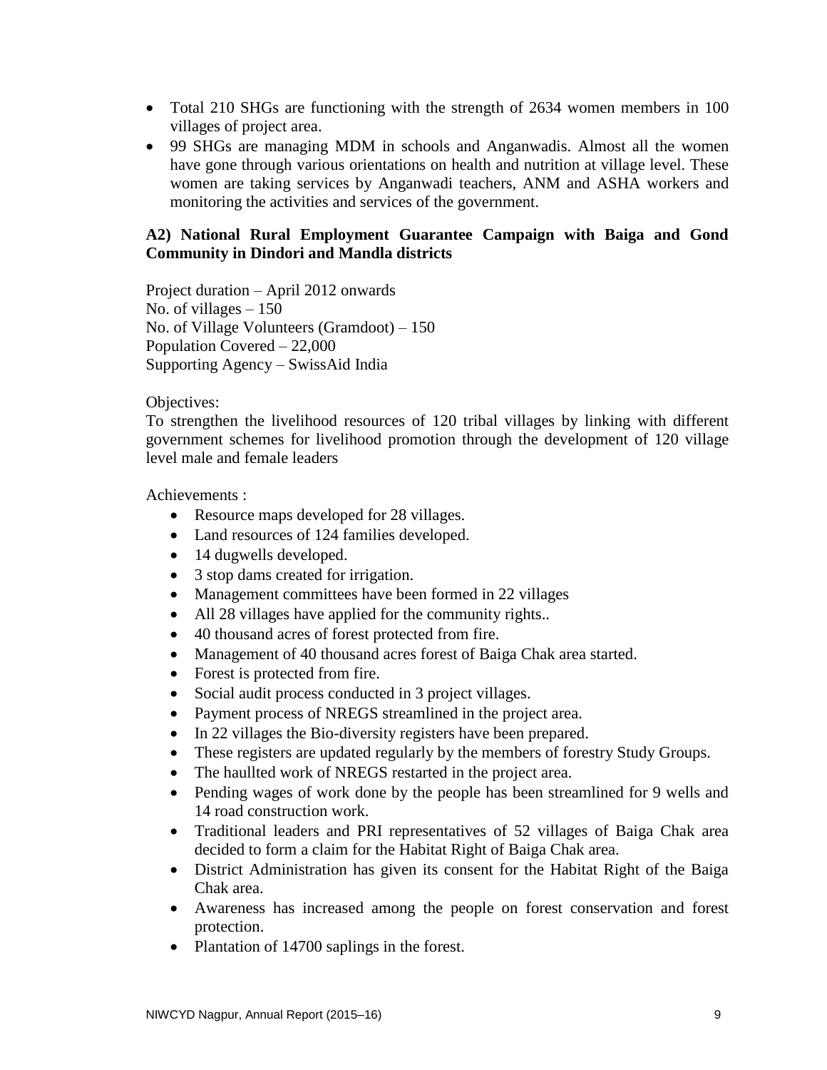- Total 210 SHGs are functioning with the strength of 2634 women members in 100 villages of project area.
- 99 SHGs are managing MDM in schools and Anganwadis. Almost all the women have gone through various orientations on health and nutrition at village level. These women are taking services by Anganwadi teachers, ANM and ASHA workers and monitoring the activities and services of the government.

### A2) National Rural Employment Guarantee Campaign with Baiga and Gond Community in Dindori and Mandla districts

Project duration – April 2012 onwards
No. of villages – 150
No. of Village Volunteers (Gramdoot) – 150
Population Covered – 22,000
Supporting Agency – SwissAid India

Objectives:
To strengthen the livelihood resources of 120 tribal villages by linking with different government schemes for livelihood promotion through the development of 120 village level male and female leaders

Achievements :

- Resource maps developed for 28 villages.
- Land resources of 124 families developed.
- 14 dugwells developed.
- 3 stop dams created for irrigation.
- Management committees have been formed in 22 villages
- All 28 villages have applied for the community rights..
- 40 thousand acres of forest protected from fire.
- Management of 40 thousand acres forest of Baiga Chak area started.
- Forest is protected from fire.
- Social audit process conducted in 3 project villages.
- Payment process of NREGS streamlined in the project area.
- In 22 villages the Bio-diversity registers have been prepared.
- These registers are updated regularly by the members of forestry Study Groups.
- The haullted work of NREGS restarted in the project area.
- Pending wages of work done by the people has been streamlined for 9 wells and 14 road construction work.
- Traditional leaders and PRI representatives of 52 villages of Baiga Chak area decided to form a claim for the Habitat Right of Baiga Chak area.
- District Administration has given its consent for the Habitat Right of the Baiga Chak area.
- Awareness has increased among the people on forest conservation and forest protection.
- Plantation of 14700 saplings in the forest.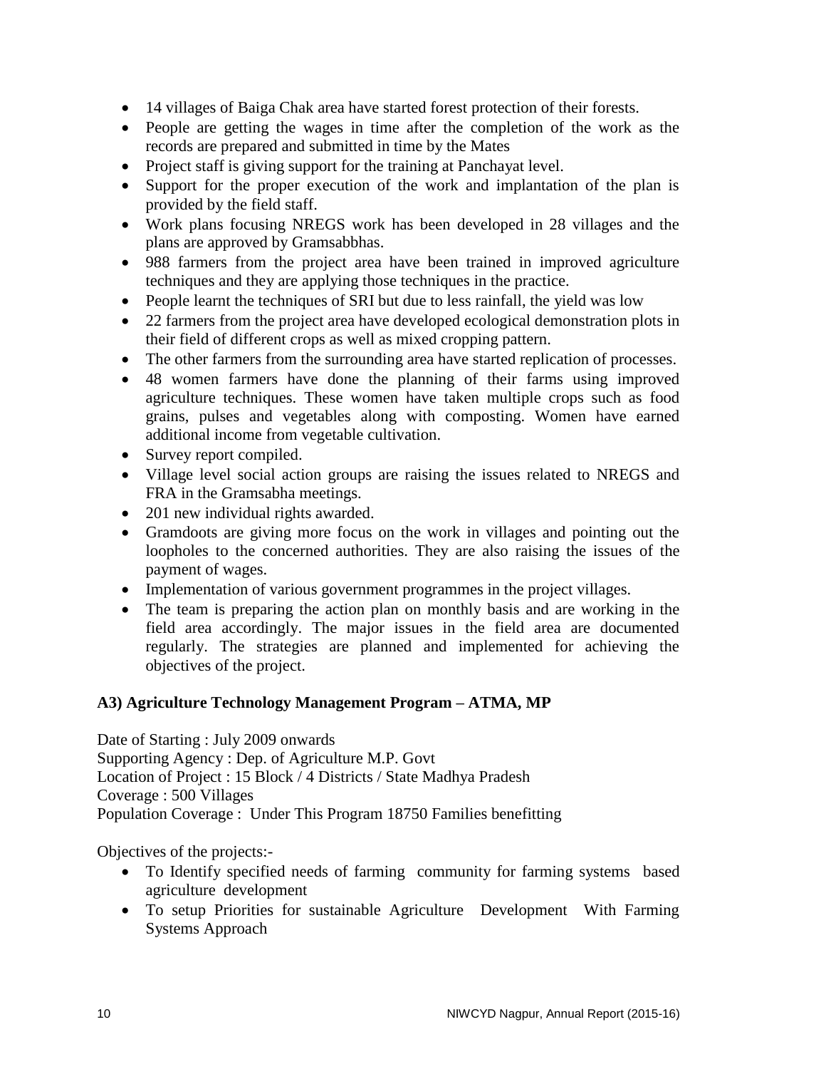- 14 villages of Baiga Chak area have started forest protection of their forests.
- People are getting the wages in time after the completion of the work as the records are prepared and submitted in time by the Mates
- Project staff is giving support for the training at Panchayat level.
- Support for the proper execution of the work and implantation of the plan is provided by the field staff.
- Work plans focusing NREGS work has been developed in 28 villages and the plans are approved by Gramsabbhas.
- 988 farmers from the project area have been trained in improved agriculture techniques and they are applying those techniques in the practice.
- People learnt the techniques of SRI but due to less rainfall, the yield was low
- 22 farmers from the project area have developed ecological demonstration plots in their field of different crops as well as mixed cropping pattern.
- The other farmers from the surrounding area have started replication of processes.
- 48 women farmers have done the planning of their farms using improved agriculture techniques. These women have taken multiple crops such as food grains, pulses and vegetables along with composting. Women have earned additional income from vegetable cultivation.
- Survey report compiled.
- Village level social action groups are raising the issues related to NREGS and FRA in the Gramsabha meetings.
- 201 new individual rights awarded.
- Gramdoots are giving more focus on the work in villages and pointing out the loopholes to the concerned authorities. They are also raising the issues of the payment of wages.
- Implementation of various government programmes in the project villages.
- The team is preparing the action plan on monthly basis and are working in the field area accordingly. The major issues in the field area are documented regularly. The strategies are planned and implemented for achieving the objectives of the project.

**A3) Agriculture Technology Management Program – ATMA, MP**

Date of Starting : July 2009 onwards
Supporting Agency : Dep. of Agriculture M.P. Govt
Location of Project : 15 Block / 4 Districts / State Madhya Pradesh
Coverage : 500 Villages
Population Coverage : Under This Program 18750 Families benefitting

Objectives of the projects:-

- To Identify specified needs of farming community for farming systems based agriculture development
- To setup Priorities for sustainable Agriculture Development With Farming Systems Approach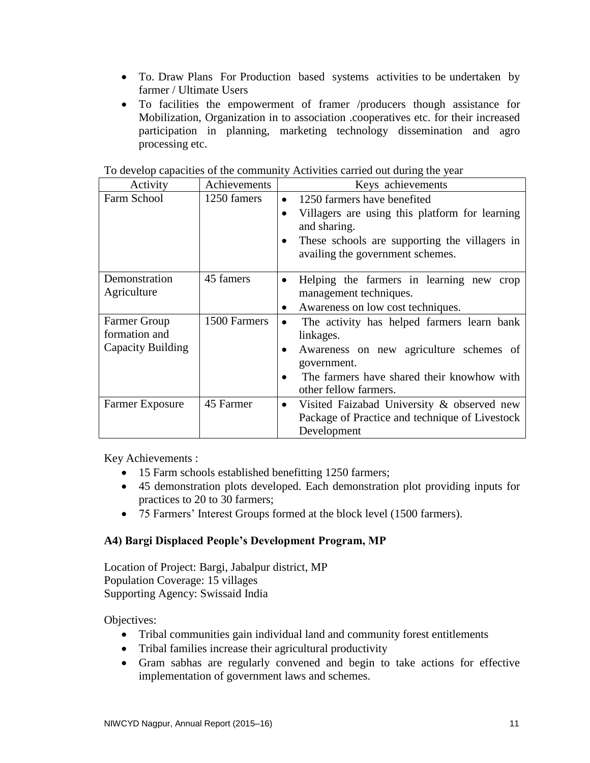- To. Draw Plans For Production based systems activities to be undertaken by farmer / Ultimate Users
- To facilities the empowerment of framer /producers though assistance for Mobilization, Organization in to association .cooperatives etc. for their increased participation in planning, marketing technology dissemination and agro processing etc.

To develop capacities of the community Activities carried out during the year

| Activity | Achievements | Keys achievements |
|---|---|---|
| Farm School | 1250 famers | • 1250 farmers have benefited<br>• Villagers are using this platform for learning and sharing.<br>• These schools are supporting the villagers in availing the government schemes. |
| Demonstration Agriculture | 45 famers | • Helping the farmers in learning new crop management techniques.<br>• Awareness on low cost techniques. |
| Farmer Group formation and Capacity Building | 1500 Farmers | • The activity has helped farmers learn bank linkages.<br>• Awareness on new agriculture schemes of government.<br>• The farmers have shared their knowhow with other fellow farmers. |
| Farmer Exposure | 45 Farmer | • Visited Faizabad University & observed new Package of Practice and technique of Livestock Development |

Key Achievements :

- 15 Farm schools established benefitting 1250 farmers;
- 45 demonstration plots developed. Each demonstration plot providing inputs for practices to 20 to 30 farmers;
- 75 Farmers' Interest Groups formed at the block level (1500 farmers).

**A4) Bargi Displaced People's Development Program, MP**

Location of Project: Bargi, Jabalpur district, MP
Population Coverage: 15 villages
Supporting Agency: Swissaid India

Objectives:

- Tribal communities gain individual land and community forest entitlements
- Tribal families increase their agricultural productivity
- Gram sabhas are regularly convened and begin to take actions for effective implementation of government laws and schemes.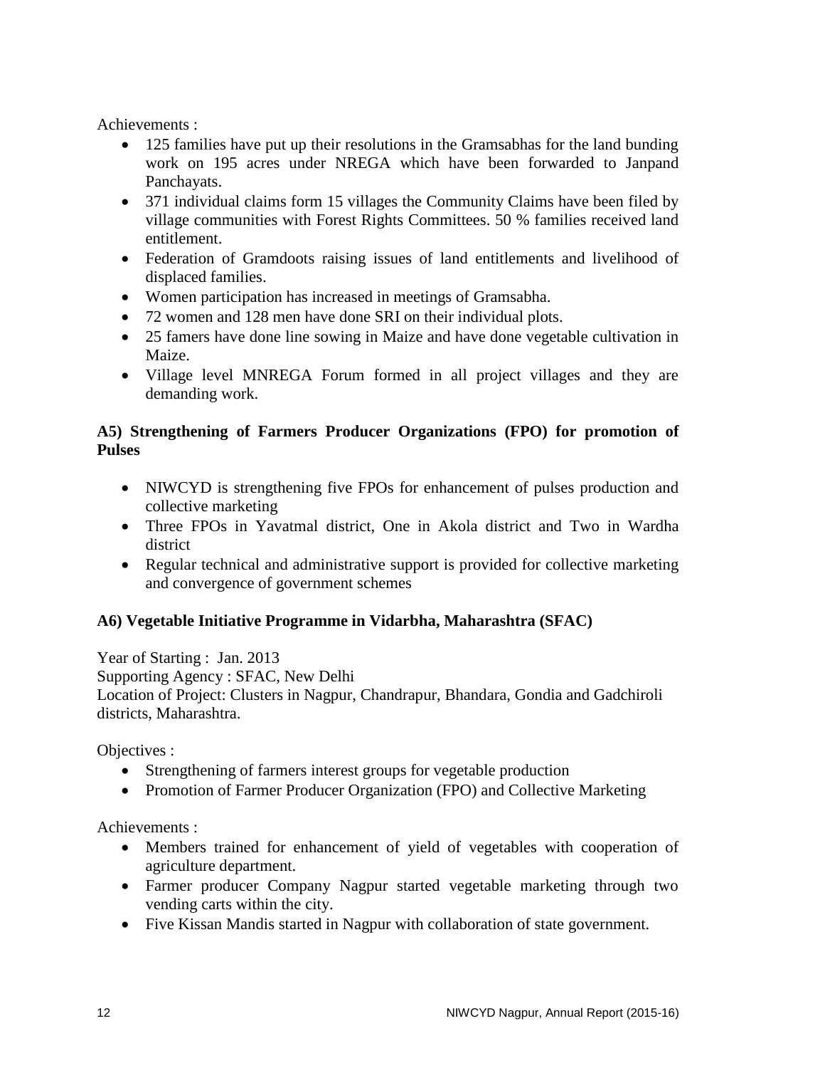Achievements :

- 125 families have put up their resolutions in the Gramsabhas for the land bunding work on 195 acres under NREGA which have been forwarded to Janpand Panchayats.
- 371 individual claims form 15 villages the Community Claims have been filed by village communities with Forest Rights Committees. 50 % families received land entitlement.
- Federation of Gramdoots raising issues of land entitlements and livelihood of displaced families.
- Women participation has increased in meetings of Gramsabha.
- 72 women and 128 men have done SRI on their individual plots.
- 25 famers have done line sowing in Maize and have done vegetable cultivation in Maize.
- Village level MNREGA Forum formed in all project villages and they are demanding work.

**A5) Strengthening of Farmers Producer Organizations (FPO) for promotion of Pulses**

- NIWCYD is strengthening five FPOs for enhancement of pulses production and collective marketing
- Three FPOs in Yavatmal district, One in Akola district and Two in Wardha district
- Regular technical and administrative support is provided for collective marketing and convergence of government schemes

**A6) Vegetable Initiative Programme in Vidarbha, Maharashtra (SFAC)**

Year of Starting : Jan. 2013
Supporting Agency : SFAC, New Delhi
Location of Project: Clusters in Nagpur, Chandrapur, Bhandara, Gondia and Gadchiroli districts, Maharashtra.

Objectives :

- Strengthening of farmers interest groups for vegetable production
- Promotion of Farmer Producer Organization (FPO) and Collective Marketing

Achievements :

- Members trained for enhancement of yield of vegetables with cooperation of agriculture department.
- Farmer producer Company Nagpur started vegetable marketing through two vending carts within the city.
- Five Kissan Mandis started in Nagpur with collaboration of state government.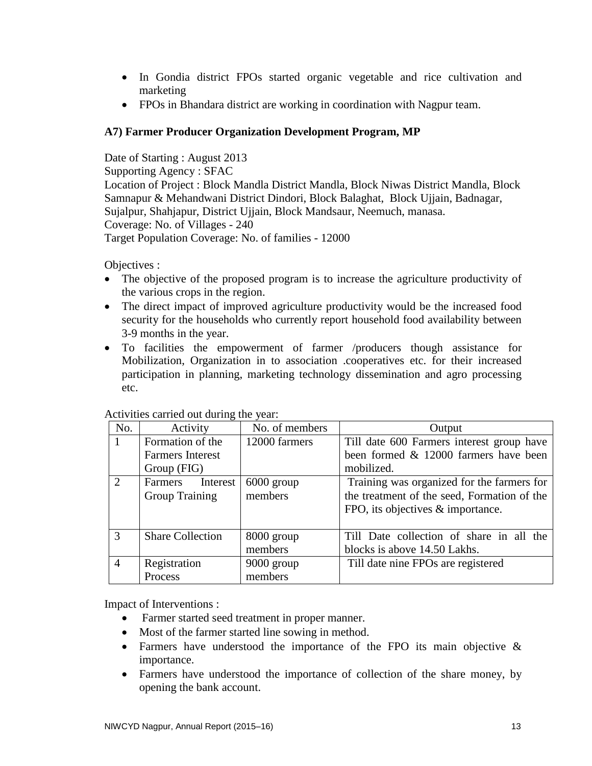- In Gondia district FPOs started organic vegetable and rice cultivation and marketing
- FPOs in Bhandara district are working in coordination with Nagpur team.

### A7) Farmer Producer Organization Development Program, MP

Date of Starting : August 2013
Supporting Agency : SFAC
Location of Project : Block Mandla District Mandla, Block Niwas District Mandla, Block Samnapur & Mehandwani District Dindori, Block Balaghat, Block Ujjain, Badnagar, Sujalpur, Shahjapur, District Ujjain, Block Mandsaur, Neemuch, manasa.
Coverage: No. of Villages - 240
Target Population Coverage: No. of families - 12000

Objectives :

- The objective of the proposed program is to increase the agriculture productivity of the various crops in the region.
- The direct impact of improved agriculture productivity would be the increased food security for the households who currently report household food availability between 3-9 months in the year.
- To facilities the empowerment of farmer /producers though assistance for Mobilization, Organization in to association .cooperatives etc. for their increased participation in planning, marketing technology dissemination and agro processing etc.

Activities carried out during the year:

| No. | Activity | No. of members | Output |
|---|---|---|---|
| 1 | Formation of the Farmers Interest Group (FIG) | 12000 farmers | Till date 600 Farmers interest group have been formed & 12000 farmers have been mobilized. |
| 2 | Farmers Interest Group Training | 6000 group members | Training was organized for the farmers for the treatment of the seed, Formation of the FPO, its objectives & importance. |
| 3 | Share Collection | 8000 group members | Till Date collection of share in all the blocks is above 14.50 Lakhs. |
| 4 | Registration Process | 9000 group members | Till date nine FPOs are registered |

Impact of Interventions :

- Farmer started seed treatment in proper manner.
- Most of the farmer started line sowing in method.
- Farmers have understood the importance of the FPO its main objective & importance.
- Farmers have understood the importance of collection of the share money, by opening the bank account.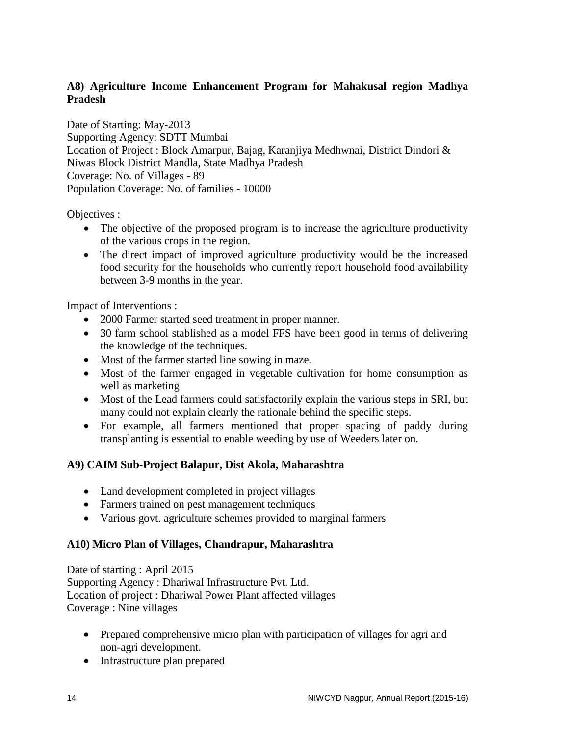### A8) Agriculture Income Enhancement Program for Mahakusal region Madhya Pradesh

Date of Starting: May-2013
Supporting Agency: SDTT Mumbai
Location of Project : Block Amarpur, Bajag, Karanjiya Medhwnai, District Dindori & Niwas Block District Mandla, State Madhya Pradesh
Coverage: No. of Villages - 89
Population Coverage: No. of families - 10000

Objectives :

- The objective of the proposed program is to increase the agriculture productivity of the various crops in the region.
- The direct impact of improved agriculture productivity would be the increased food security for the households who currently report household food availability between 3-9 months in the year.

Impact of Interventions :

- 2000 Farmer started seed treatment in proper manner.
- 30 farm school stablished as a model FFS have been good in terms of delivering the knowledge of the techniques.
- Most of the farmer started line sowing in maze.
- Most of the farmer engaged in vegetable cultivation for home consumption as well as marketing
- Most of the Lead farmers could satisfactorily explain the various steps in SRI, but many could not explain clearly the rationale behind the specific steps.
- For example, all farmers mentioned that proper spacing of paddy during transplanting is essential to enable weeding by use of Weeders later on.

### A9) CAIM Sub-Project Balapur, Dist Akola, Maharashtra

- Land development completed in project villages
- Farmers trained on pest management techniques
- Various govt. agriculture schemes provided to marginal farmers

### A10) Micro Plan of Villages, Chandrapur, Maharashtra

Date of starting : April 2015
Supporting Agency : Dhariwal Infrastructure Pvt. Ltd.
Location of project : Dhariwal Power Plant affected villages
Coverage : Nine villages

- Prepared comprehensive micro plan with participation of villages for agri and non-agri development.
- Infrastructure plan prepared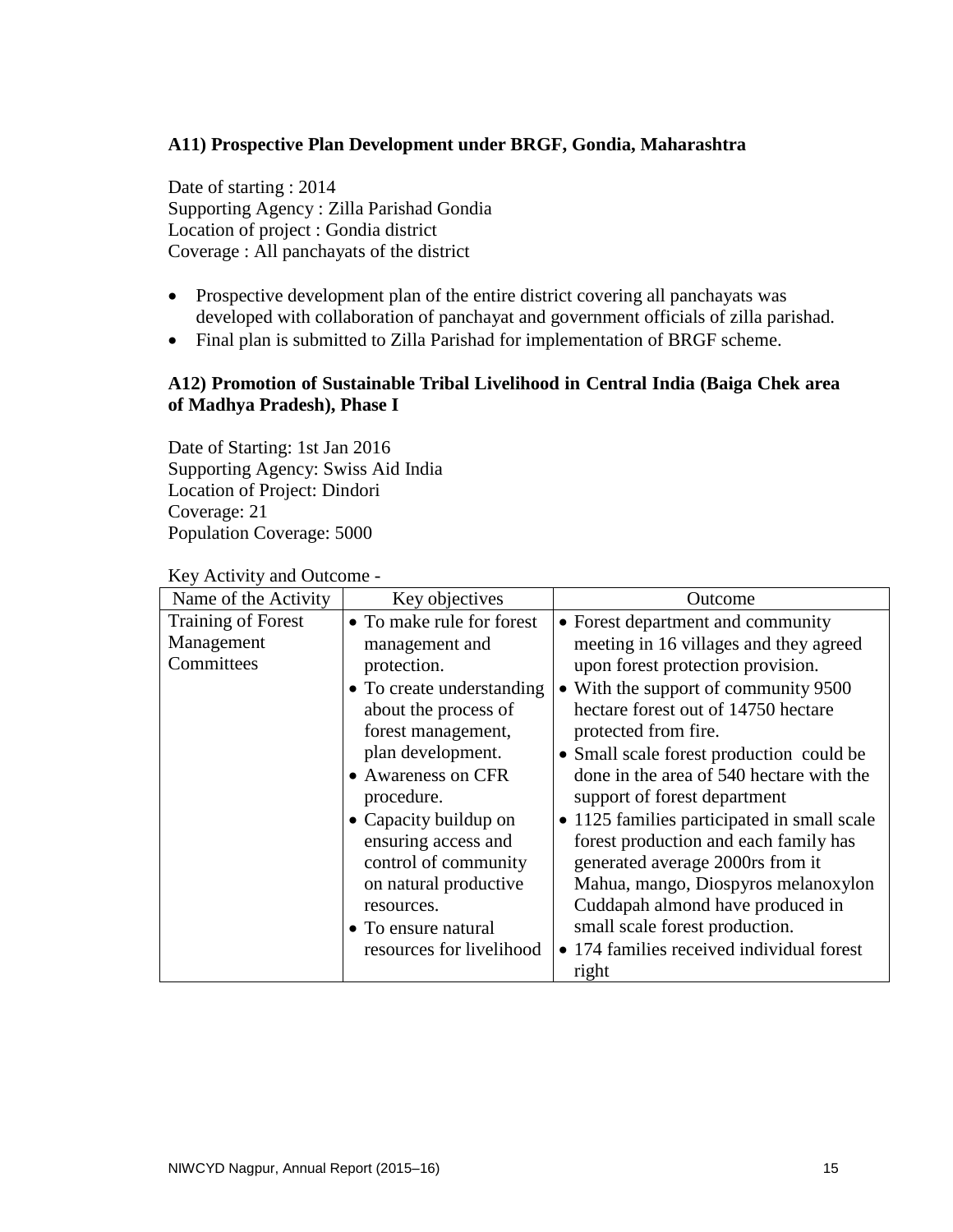### A11) Prospective Plan Development under BRGF, Gondia, Maharashtra

Date of starting : 2014
Supporting Agency : Zilla Parishad Gondia
Location of project : Gondia district
Coverage : All panchayats of the district

- Prospective development plan of the entire district covering all panchayats was developed with collaboration of panchayat and government officials of zilla parishad.
- Final plan is submitted to Zilla Parishad for implementation of BRGF scheme.

### A12) Promotion of Sustainable Tribal Livelihood in Central India (Baiga Chek area of Madhya Pradesh), Phase I

Date of Starting: 1st Jan 2016
Supporting Agency: Swiss Aid India
Location of Project: Dindori
Coverage: 21
Population Coverage: 5000

Key Activity and Outcome -

| Name of the Activity | Key objectives | Outcome |
|---|---|---|
| Training of Forest Management Committees | • To make rule for forest management and protection.<br>• To create understanding about the process of forest management, plan development.<br>• Awareness on CFR procedure.<br>• Capacity buildup on ensuring access and control of community on natural productive resources.<br>• To ensure natural resources for livelihood | • Forest department and community meeting in 16 villages and they agreed upon forest protection provision.<br>• With the support of community 9500 hectare forest out of 14750 hectare protected from fire.<br>• Small scale forest production could be done in the area of 540 hectare with the support of forest department<br>• 1125 families participated in small scale forest production and each family has generated average 2000rs from it Mahua, mango, Diospyros melanoxylon Cuddapah almond have produced in small scale forest production.<br>• 174 families received individual forest right |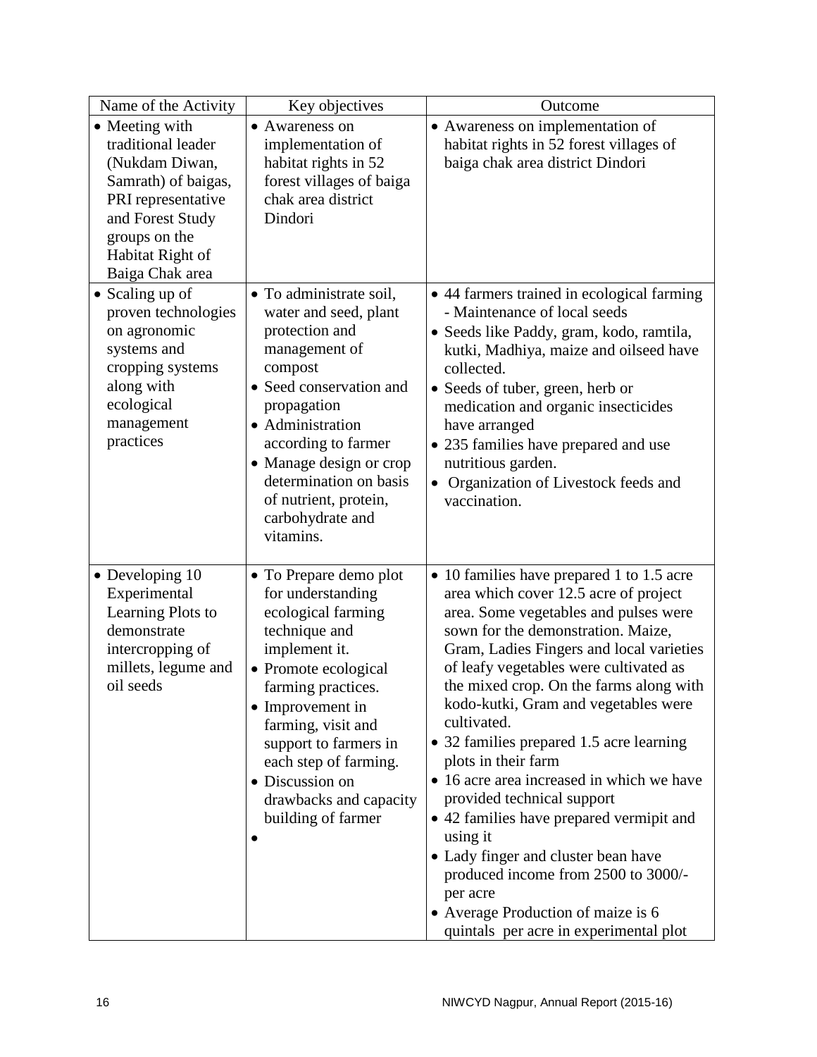| Name of the Activity | Key objectives | Outcome |
|---|---|---|
| • Meeting with traditional leader (Nukdam Diwan, Samrath) of baigas, PRI representative and Forest Study groups on the Habitat Right of Baiga Chak area | • Awareness on implementation of habitat rights in 52 forest villages of baiga chak area district Dindori | • Awareness on implementation of habitat rights in 52 forest villages of baiga chak area district Dindori |
| • Scaling up of proven technologies on agronomic systems and cropping systems along with ecological management practices | • To administrate soil, water and seed, plant protection and management of compost<br>• Seed conservation and propagation<br>• Administration according to farmer<br>• Manage design or crop determination on basis of nutrient, protein, carbohydrate and vitamins. | • 44 farmers trained in ecological farming - Maintenance of local seeds<br>• Seeds like Paddy, gram, kodo, ramtila, kutki, Madhiya, maize and oilseed have collected.<br>• Seeds of tuber, green, herb or medication and organic insecticides have arranged<br>• 235 families have prepared and use nutritious garden.<br>• Organization of Livestock feeds and vaccination. |
| • Developing 10 Experimental Learning Plots to demonstrate intercropping of millets, legume and oil seeds | • To Prepare demo plot for understanding ecological farming technique and implement it.<br>• Promote ecological farming practices.<br>• Improvement in farming, visit and support to farmers in each step of farming.<br>• Discussion on drawbacks and capacity building of farmer<br>• | • 10 families have prepared 1 to 1.5 acre area which cover 12.5 acre of project area. Some vegetables and pulses were sown for the demonstration. Maize, Gram, Ladies Fingers and local varieties of leafy vegetables were cultivated as the mixed crop. On the farms along with kodo-kutki, Gram and vegetables were cultivated.<br>• 32 families prepared 1.5 acre learning plots in their farm<br>• 16 acre area increased in which we have provided technical support<br>• 42 families have prepared vermipit and using it<br>• Lady finger and cluster bean have produced income from 2500 to 3000/- per acre<br>• Average Production of maize is 6 quintals per acre in experimental plot |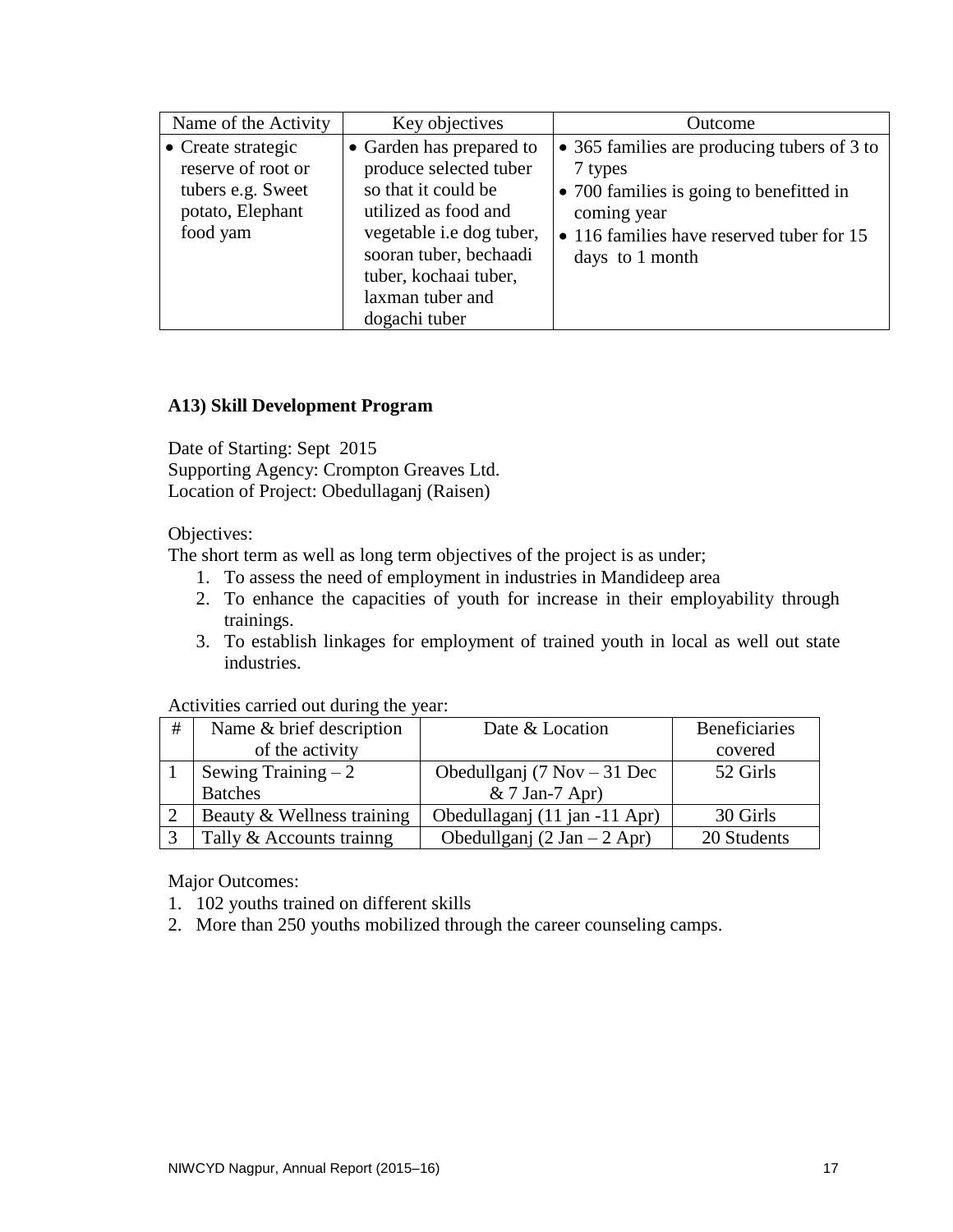| Name of the Activity | Key objectives | Outcome |
| --- | --- | --- |
| • Create strategic reserve of root or tubers e.g. Sweet potato, Elephant food yam | • Garden has prepared to produce selected tuber so that it could be utilized as food and vegetable i.e dog tuber, sooran tuber, bechaadi tuber, kochaai tuber, laxman tuber and dogachi tuber | • 365 families are producing tubers of 3 to 7 types<br>• 700 families is going to benefitted in coming year<br>• 116 families have reserved tuber for 15 days to 1 month |

**A13) Skill Development Program**

Date of Starting: Sept 2015
Supporting Agency: Crompton Greaves Ltd.
Location of Project: Obedullaganj (Raisen)

Objectives:
The short term as well as long term objectives of the project is as under;

1. To assess the need of employment in industries in Mandideep area
2. To enhance the capacities of youth for increase in their employability through trainings.
3. To establish linkages for employment of trained youth in local as well out state industries.

Activities carried out during the year:

| # | Name & brief description of the activity | Date & Location | Beneficiaries covered |
| --- | --- | --- | --- |
| 1 | Sewing Training – 2 Batches | Obedullganj (7 Nov – 31 Dec & 7 Jan-7 Apr) | 52 Girls |
| 2 | Beauty & Wellness training | Obedullaganj (11 jan -11 Apr) | 30 Girls |
| 3 | Tally & Accounts trainng | Obedullganj (2 Jan – 2 Apr) | 20 Students |

Major Outcomes:

1. 102 youths trained on different skills
2. More than 250 youths mobilized through the career counseling camps.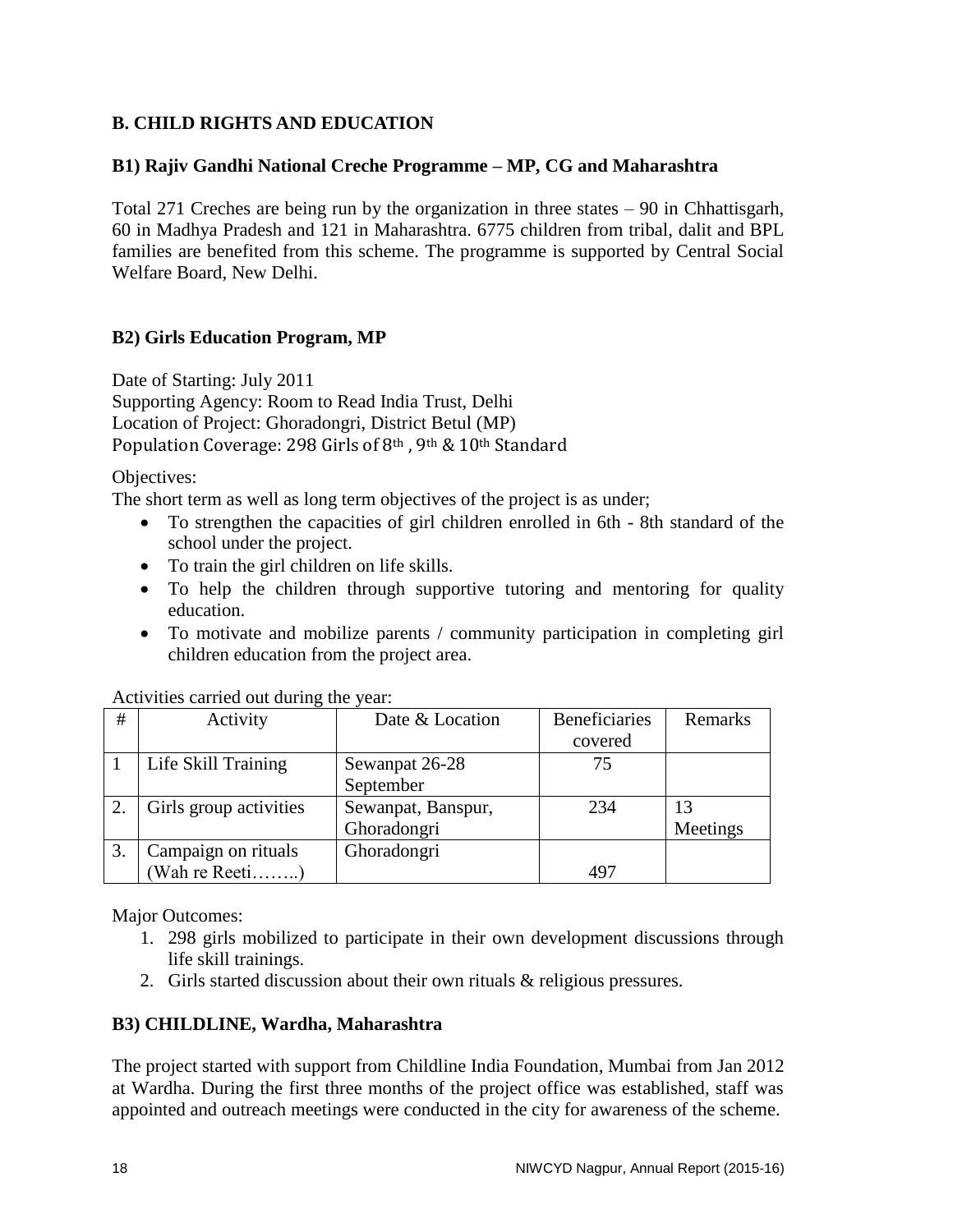## B. CHILD RIGHTS AND EDUCATION

### B1) Rajiv Gandhi National Creche Programme – MP, CG and Maharashtra

Total 271 Creches are being run by the organization in three states – 90 in Chhattisgarh, 60 in Madhya Pradesh and 121 in Maharashtra. 6775 children from tribal, dalit and BPL families are benefited from this scheme. The programme is supported by Central Social Welfare Board, New Delhi.

### B2) Girls Education Program, MP

Date of Starting: July 2011
Supporting Agency: Room to Read India Trust, Delhi
Location of Project: Ghoradongri, District Betul (MP)
Population Coverage: 298 Girls of 8th , 9th & 10th Standard

Objectives:
The short term as well as long term objectives of the project is as under;

- To strengthen the capacities of girl children enrolled in 6th - 8th standard of the school under the project.
- To train the girl children on life skills.
- To help the children through supportive tutoring and mentoring for quality education.
- To motivate and mobilize parents / community participation in completing girl children education from the project area.

Activities carried out during the year:

| # | Activity | Date & Location | Beneficiaries covered | Remarks |
|---|---|---|---|---|
| 1 | Life Skill Training | Sewanpat 26-28 September | 75 | |
| 2. | Girls group activities | Sewanpat, Banspur, Ghoradongri | 234 | 13 Meetings |
| 3. | Campaign on rituals (Wah re Reeti……..) | Ghoradongri | 497 | |

Major Outcomes:

1. 298 girls mobilized to participate in their own development discussions through life skill trainings.
2. Girls started discussion about their own rituals & religious pressures.

### B3) CHILDLINE, Wardha, Maharashtra

The project started with support from Childline India Foundation, Mumbai from Jan 2012 at Wardha. During the first three months of the project office was established, staff was appointed and outreach meetings were conducted in the city for awareness of the scheme.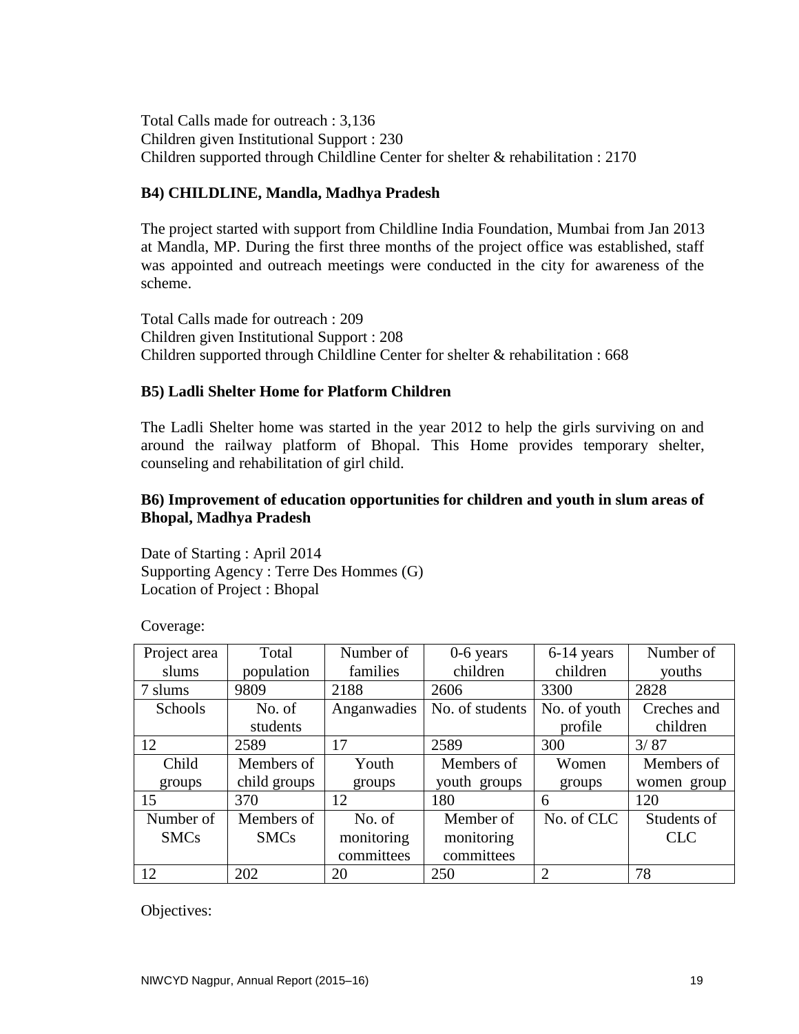Total Calls made for outreach : 3,136
Children given Institutional Support : 230
Children supported through Childline Center for shelter & rehabilitation : 2170

### B4) CHILDLINE, Mandla, Madhya Pradesh

The project started with support from Childline India Foundation, Mumbai from Jan 2013 at Mandla, MP. During the first three months of the project office was established, staff was appointed and outreach meetings were conducted in the city for awareness of the scheme.

Total Calls made for outreach : 209
Children given Institutional Support : 208
Children supported through Childline Center for shelter & rehabilitation : 668

### B5) Ladli Shelter Home for Platform Children

The Ladli Shelter home was started in the year 2012 to help the girls surviving on and around the railway platform of Bhopal. This Home provides temporary shelter, counseling and rehabilitation of girl child.

### B6) Improvement of education opportunities for children and youth in slum areas of Bhopal, Madhya Pradesh

Date of Starting : April 2014
Supporting Agency : Terre Des Hommes (G)
Location of Project : Bhopal

Coverage:

| Project area slums | Total population | Number of families | 0-6 years children | 6-14 years children | Number of youths |
|---|---|---|---|---|---|
| 7 slums | 9809 | 2188 | 2606 | 3300 | 2828 |
| Schools | No. of students | Anganwadies | No. of students | No. of youth profile | Creches and children |
| 12 | 2589 | 17 | 2589 | 300 | 3/ 87 |
| Child groups | Members of child groups | Youth groups | Members of youth groups | Women groups | Members of women group |
| 15 | 370 | 12 | 180 | 6 | 120 |
| Number of SMCs | Members of SMCs | No. of monitoring committees | Member of monitoring committees | No. of CLC | Students of CLC |
| 12 | 202 | 20 | 250 | 2 | 78 |

Objectives: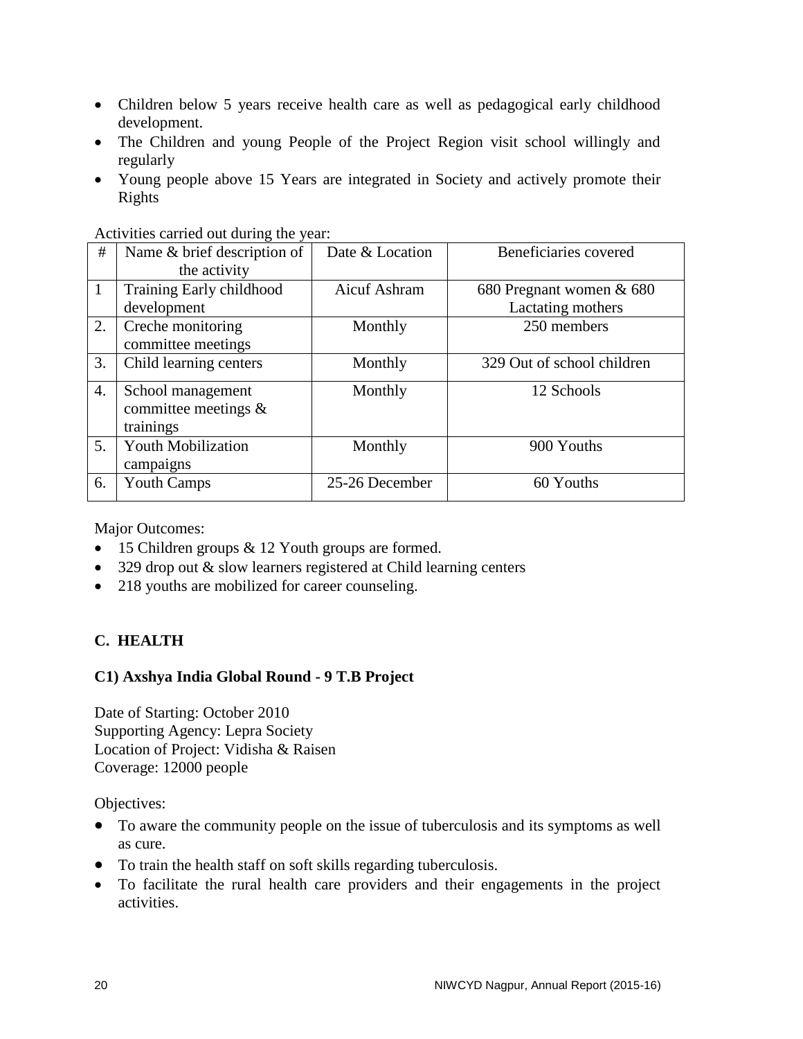- Children below 5 years receive health care as well as pedagogical early childhood development.
- The Children and young People of the Project Region visit school willingly and regularly
- Young people above 15 Years are integrated in Society and actively promote their Rights

Activities carried out during the year:

| # | Name & brief description of the activity | Date & Location | Beneficiaries covered |
|---|---|---|---|
| 1 | Training Early childhood development | Aicuf Ashram | 680 Pregnant women & 680 Lactating mothers |
| 2. | Creche monitoring committee meetings | Monthly | 250 members |
| 3. | Child learning centers | Monthly | 329 Out of school children |
| 4. | School management committee meetings & trainings | Monthly | 12 Schools |
| 5. | Youth Mobilization campaigns | Monthly | 900 Youths |
| 6. | Youth Camps | 25-26 December | 60 Youths |

Major Outcomes:

- 15 Children groups & 12 Youth groups are formed.
- 329 drop out & slow learners registered at Child learning centers
- 218 youths are mobilized for career counseling.

## C. HEALTH

### C1) Axshya India Global Round - 9 T.B Project

Date of Starting: October 2010
Supporting Agency: Lepra Society
Location of Project: Vidisha & Raisen
Coverage: 12000 people

Objectives:

- To aware the community people on the issue of tuberculosis and its symptoms as well as cure.
- To train the health staff on soft skills regarding tuberculosis.
- To facilitate the rural health care providers and their engagements in the project activities.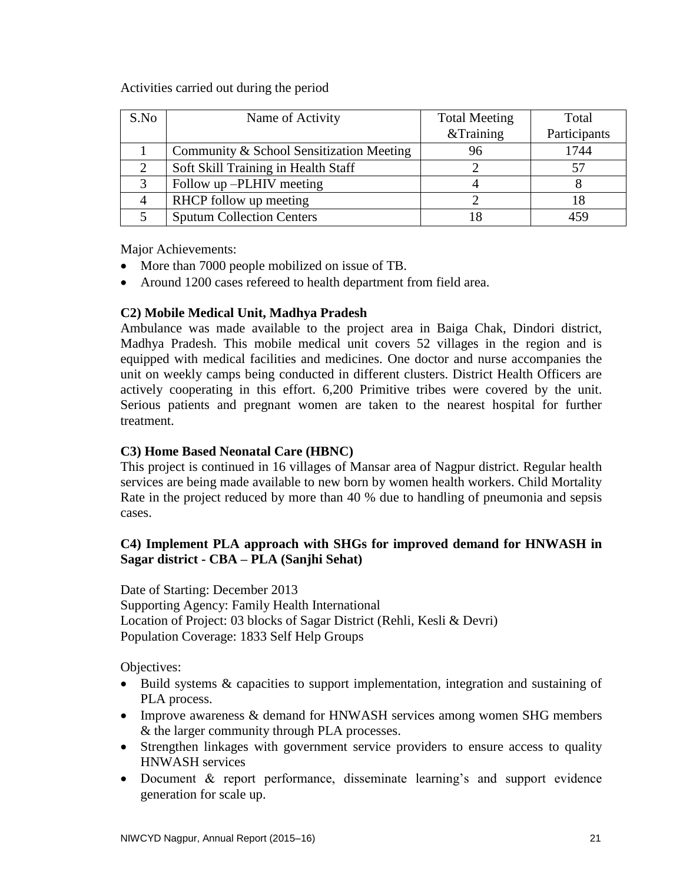Activities carried out during the period

| S.No | Name of Activity | Total Meeting &Training | Total Participants |
|---|---|---|---|
| 1 | Community & School Sensitization Meeting | 96 | 1744 |
| 2 | Soft Skill Training in Health Staff | 2 | 57 |
| 3 | Follow up –PLHIV meeting | 4 | 8 |
| 4 | RHCP follow up meeting | 2 | 18 |
| 5 | Sputum Collection Centers | 18 | 459 |

Major Achievements:

- More than 7000 people mobilized on issue of TB.
- Around 1200 cases refereed to health department from field area.

**C2) Mobile Medical Unit, Madhya Pradesh**

Ambulance was made available to the project area in Baiga Chak, Dindori district, Madhya Pradesh. This mobile medical unit covers 52 villages in the region and is equipped with medical facilities and medicines. One doctor and nurse accompanies the unit on weekly camps being conducted in different clusters. District Health Officers are actively cooperating in this effort. 6,200 Primitive tribes were covered by the unit. Serious patients and pregnant women are taken to the nearest hospital for further treatment.

**C3) Home Based Neonatal Care (HBNC)**

This project is continued in 16 villages of Mansar area of Nagpur district. Regular health services are being made available to new born by women health workers. Child Mortality Rate in the project reduced by more than 40 % due to handling of pneumonia and sepsis cases.

**C4) Implement PLA approach with SHGs for improved demand for HNWASH in Sagar district - CBA – PLA (Sanjhi Sehat)**

Date of Starting: December 2013
Supporting Agency: Family Health International
Location of Project: 03 blocks of Sagar District (Rehli, Kesli & Devri)
Population Coverage: 1833 Self Help Groups

Objectives:

- Build systems & capacities to support implementation, integration and sustaining of PLA process.
- Improve awareness & demand for HNWASH services among women SHG members & the larger community through PLA processes.
- Strengthen linkages with government service providers to ensure access to quality HNWASH services
- Document & report performance, disseminate learning's and support evidence generation for scale up.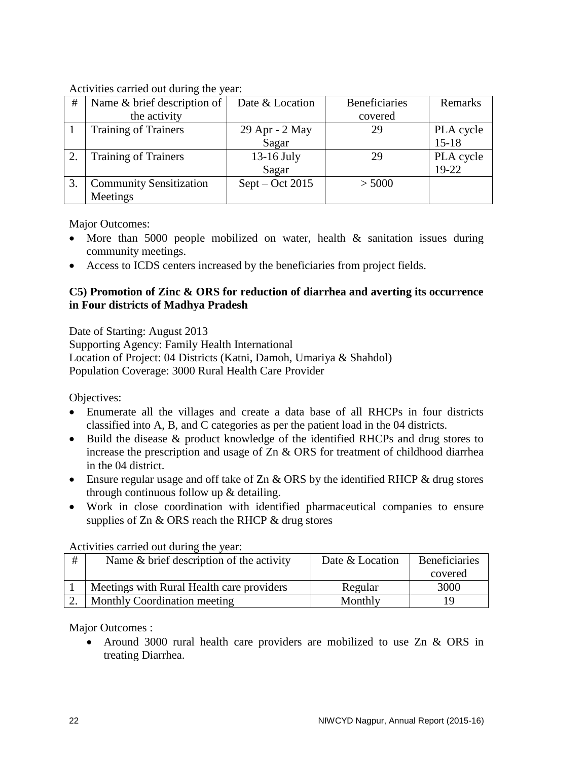Activities carried out during the year:

| # | Name & brief description of the activity | Date & Location | Beneficiaries covered | Remarks |
|---|---|---|---|---|
| 1 | Training of Trainers | 29 Apr - 2 May Sagar | 29 | PLA cycle 15-18 |
| 2. | Training of Trainers | 13-16 July Sagar | 29 | PLA cycle 19-22 |
| 3. | Community Sensitization Meetings | Sept – Oct 2015 | > 5000 | |

Major Outcomes:

- More than 5000 people mobilized on water, health & sanitation issues during community meetings.
- Access to ICDS centers increased by the beneficiaries from project fields.

**C5) Promotion of Zinc & ORS for reduction of diarrhea and averting its occurrence in Four districts of Madhya Pradesh**

Date of Starting: August 2013
Supporting Agency: Family Health International
Location of Project: 04 Districts (Katni, Damoh, Umariya & Shahdol)
Population Coverage: 3000 Rural Health Care Provider

Objectives:

- Enumerate all the villages and create a data base of all RHCPs in four districts classified into A, B, and C categories as per the patient load in the 04 districts.
- Build the disease & product knowledge of the identified RHCPs and drug stores to increase the prescription and usage of Zn & ORS for treatment of childhood diarrhea in the 04 district.
- Ensure regular usage and off take of Zn & ORS by the identified RHCP & drug stores through continuous follow up & detailing.
- Work in close coordination with identified pharmaceutical companies to ensure supplies of Zn & ORS reach the RHCP & drug stores

Activities carried out during the year:

| # | Name & brief description of the activity | Date & Location | Beneficiaries covered |
|---|---|---|---|
| 1 | Meetings with Rural Health care providers | Regular | 3000 |
| 2. | Monthly Coordination meeting | Monthly | 19 |

Major Outcomes :

- Around 3000 rural health care providers are mobilized to use Zn & ORS in treating Diarrhea.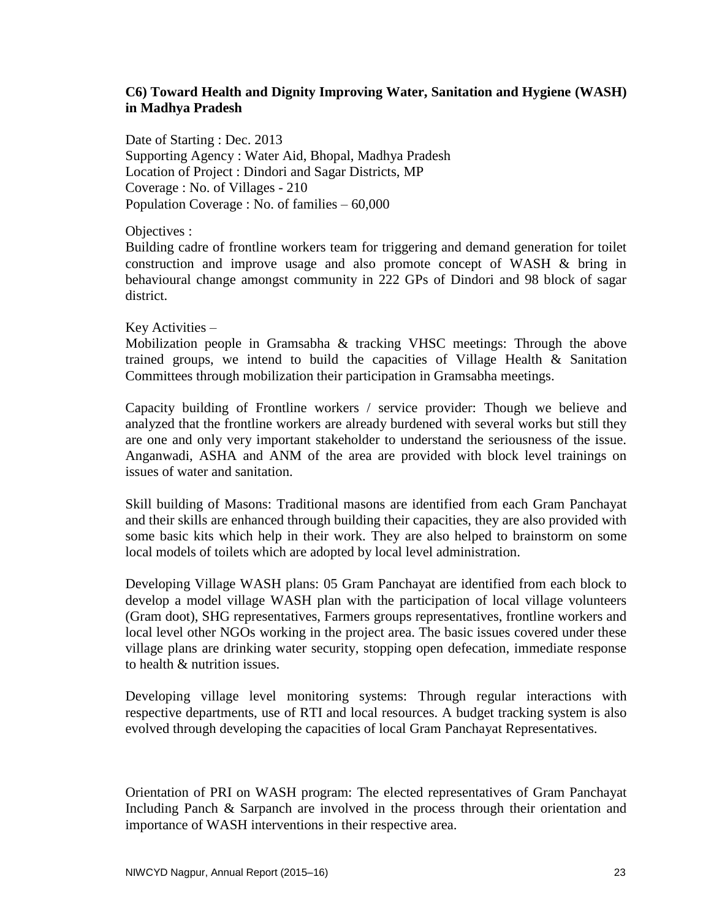### C6) Toward Health and Dignity Improving Water, Sanitation and Hygiene (WASH) in Madhya Pradesh

Date of Starting : Dec. 2013
Supporting Agency : Water Aid, Bhopal, Madhya Pradesh
Location of Project : Dindori and Sagar Districts, MP
Coverage : No. of Villages - 210
Population Coverage : No. of families – 60,000

Objectives :

Building cadre of frontline workers team for triggering and demand generation for toilet construction and improve usage and also promote concept of WASH & bring in behavioural change amongst community in 222 GPs of Dindori and 98 block of sagar district.

Key Activities –

Mobilization people in Gramsabha & tracking VHSC meetings: Through the above trained groups, we intend to build the capacities of Village Health & Sanitation Committees through mobilization their participation in Gramsabha meetings.

Capacity building of Frontline workers / service provider: Though we believe and analyzed that the frontline workers are already burdened with several works but still they are one and only very important stakeholder to understand the seriousness of the issue. Anganwadi, ASHA and ANM of the area are provided with block level trainings on issues of water and sanitation.

Skill building of Masons: Traditional masons are identified from each Gram Panchayat and their skills are enhanced through building their capacities, they are also provided with some basic kits which help in their work. They are also helped to brainstorm on some local models of toilets which are adopted by local level administration.

Developing Village WASH plans: 05 Gram Panchayat are identified from each block to develop a model village WASH plan with the participation of local village volunteers (Gram doot), SHG representatives, Farmers groups representatives, frontline workers and local level other NGOs working in the project area. The basic issues covered under these village plans are drinking water security, stopping open defecation, immediate response to health & nutrition issues.

Developing village level monitoring systems: Through regular interactions with respective departments, use of RTI and local resources. A budget tracking system is also evolved through developing the capacities of local Gram Panchayat Representatives.

Orientation of PRI on WASH program: The elected representatives of Gram Panchayat Including Panch & Sarpanch are involved in the process through their orientation and importance of WASH interventions in their respective area.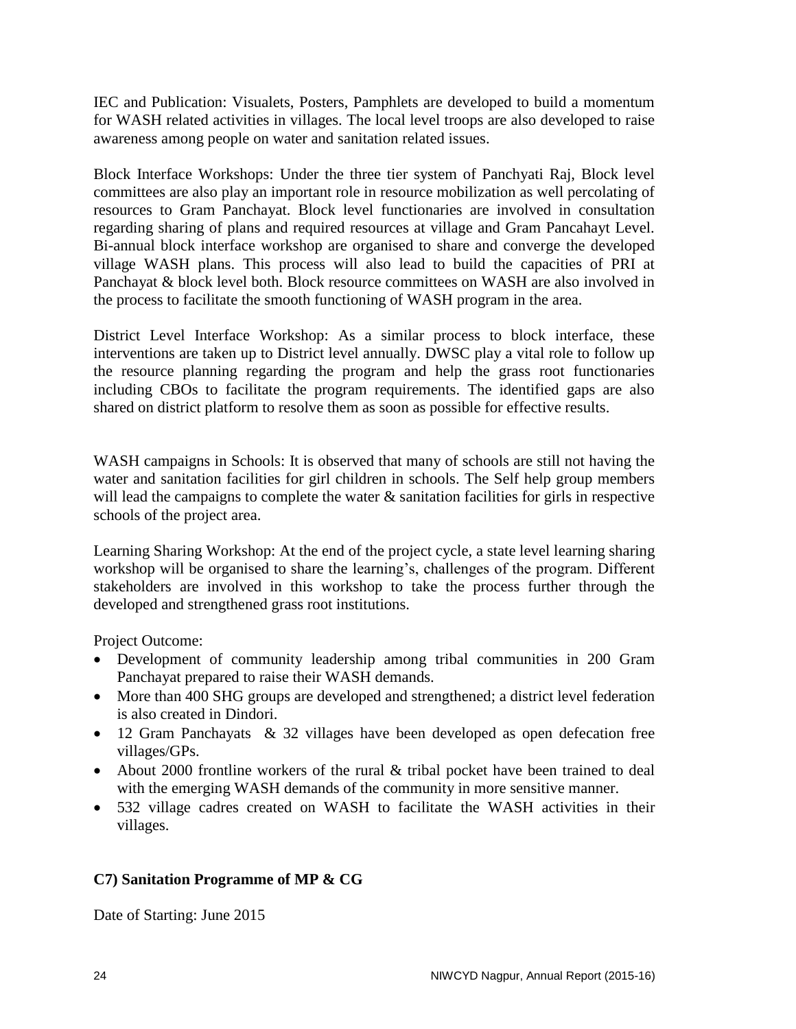IEC and Publication: Visualets, Posters, Pamphlets are developed to build a momentum for WASH related activities in villages. The local level troops are also developed to raise awareness among people on water and sanitation related issues.

Block Interface Workshops: Under the three tier system of Panchyati Raj, Block level committees are also play an important role in resource mobilization as well percolating of resources to Gram Panchayat. Block level functionaries are involved in consultation regarding sharing of plans and required resources at village and Gram Pancahayt Level. Bi-annual block interface workshop are organised to share and converge the developed village WASH plans. This process will also lead to build the capacities of PRI at Panchayat & block level both. Block resource committees on WASH are also involved in the process to facilitate the smooth functioning of WASH program in the area.

District Level Interface Workshop: As a similar process to block interface, these interventions are taken up to District level annually. DWSC play a vital role to follow up the resource planning regarding the program and help the grass root functionaries including CBOs to facilitate the program requirements. The identified gaps are also shared on district platform to resolve them as soon as possible for effective results.

WASH campaigns in Schools: It is observed that many of schools are still not having the water and sanitation facilities for girl children in schools. The Self help group members will lead the campaigns to complete the water & sanitation facilities for girls in respective schools of the project area.

Learning Sharing Workshop: At the end of the project cycle, a state level learning sharing workshop will be organised to share the learning's, challenges of the program. Different stakeholders are involved in this workshop to take the process further through the developed and strengthened grass root institutions.

Project Outcome:

- Development of community leadership among tribal communities in 200 Gram Panchayat prepared to raise their WASH demands.
- More than 400 SHG groups are developed and strengthened; a district level federation is also created in Dindori.
- 12 Gram Panchayats & 32 villages have been developed as open defecation free villages/GPs.
- About 2000 frontline workers of the rural & tribal pocket have been trained to deal with the emerging WASH demands of the community in more sensitive manner.
- 532 village cadres created on WASH to facilitate the WASH activities in their villages.

**C7) Sanitation Programme of MP & CG**

Date of Starting: June 2015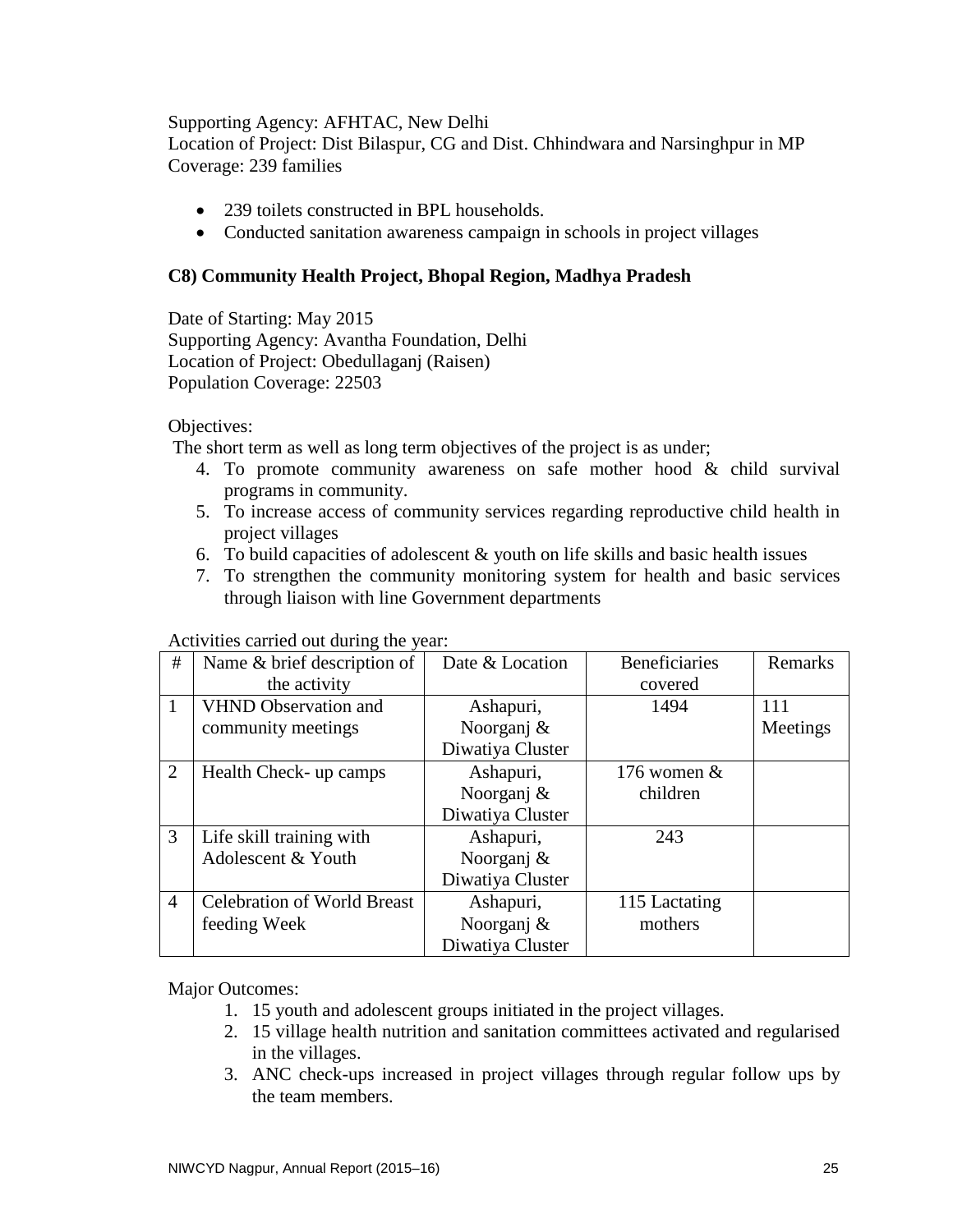Supporting Agency: AFHTAC, New Delhi
Location of Project: Dist Bilaspur, CG and Dist. Chhindwara and Narsinghpur in MP
Coverage: 239 families

- 239 toilets constructed in BPL households.
- Conducted sanitation awareness campaign in schools in project villages

**C8) Community Health Project, Bhopal Region, Madhya Pradesh**

Date of Starting: May 2015
Supporting Agency: Avantha Foundation, Delhi
Location of Project: Obedullaganj (Raisen)
Population Coverage: 22503

Objectives:
The short term as well as long term objectives of the project is as under;

4. To promote community awareness on safe mother hood & child survival programs in community.
5. To increase access of community services regarding reproductive child health in project villages
6. To build capacities of adolescent & youth on life skills and basic health issues
7. To strengthen the community monitoring system for health and basic services through liaison with line Government departments

Activities carried out during the year:

| # | Name & brief description of the activity | Date & Location | Beneficiaries covered | Remarks |
|---|---|---|---|---|
| 1 | VHND Observation and community meetings | Ashapuri, Noorganj & Diwatiya Cluster | 1494 | 111 Meetings |
| 2 | Health Check- up camps | Ashapuri, Noorganj & Diwatiya Cluster | 176 women & children | |
| 3 | Life skill training with Adolescent & Youth | Ashapuri, Noorganj & Diwatiya Cluster | 243 | |
| 4 | Celebration of World Breast feeding Week | Ashapuri, Noorganj & Diwatiya Cluster | 115 Lactating mothers | |

Major Outcomes:

1. 15 youth and adolescent groups initiated in the project villages.
2. 15 village health nutrition and sanitation committees activated and regularised in the villages.
3. ANC check-ups increased in project villages through regular follow ups by the team members.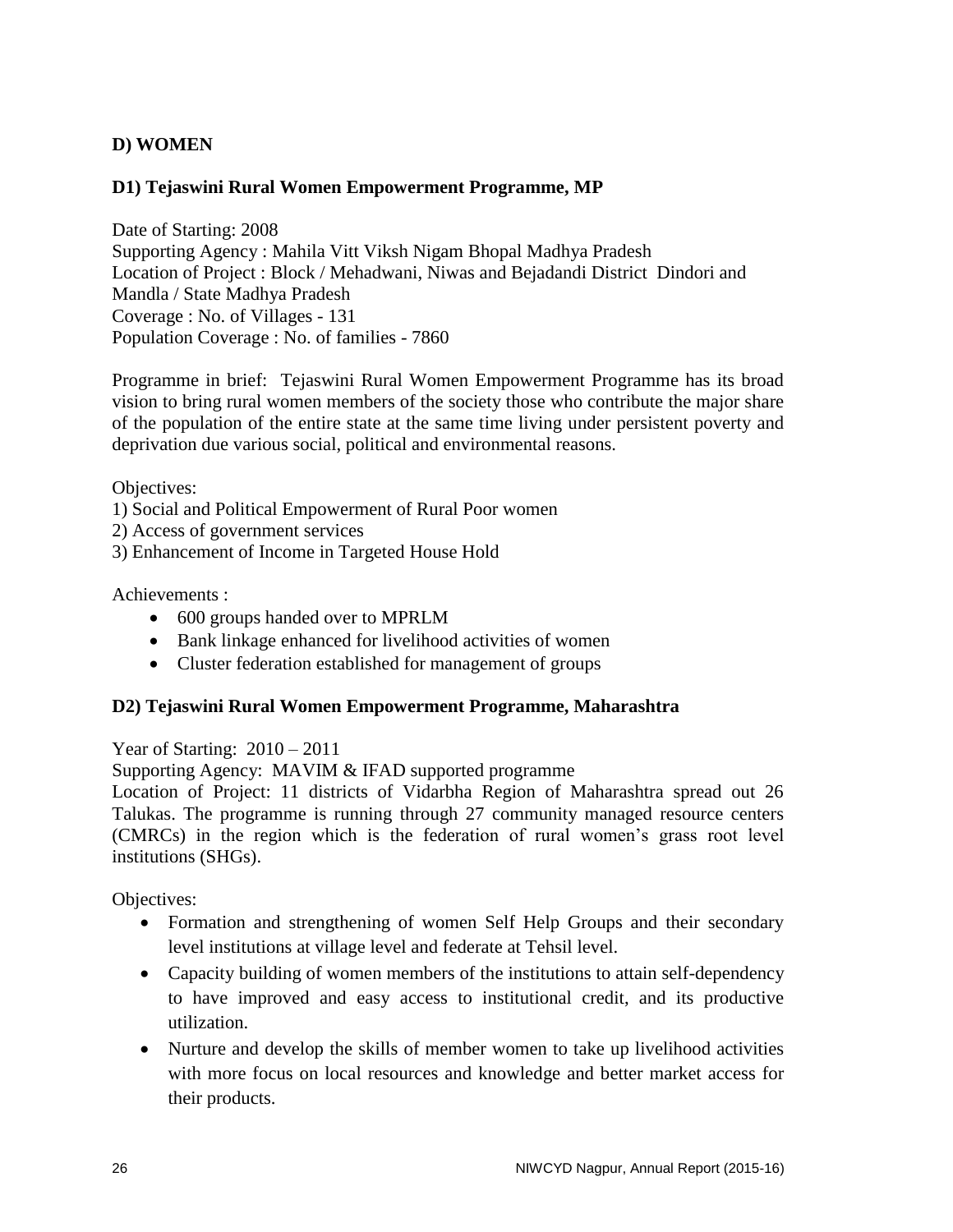## D) WOMEN

### D1) Tejaswini Rural Women Empowerment Programme, MP

Date of Starting: 2008
Supporting Agency : Mahila Vitt Viksh Nigam Bhopal Madhya Pradesh
Location of Project : Block / Mehadwani, Niwas and Bejadandi District Dindori and Mandla / State Madhya Pradesh
Coverage : No. of Villages - 131
Population Coverage : No. of families - 7860

Programme in brief: Tejaswini Rural Women Empowerment Programme has its broad vision to bring rural women members of the society those who contribute the major share of the population of the entire state at the same time living under persistent poverty and deprivation due various social, political and environmental reasons.

Objectives:
1) Social and Political Empowerment of Rural Poor women
2) Access of government services
3) Enhancement of Income in Targeted House Hold

Achievements :

- 600 groups handed over to MPRLM
- Bank linkage enhanced for livelihood activities of women
- Cluster federation established for management of groups

### D2) Tejaswini Rural Women Empowerment Programme, Maharashtra

Year of Starting: 2010 – 2011
Supporting Agency: MAVIM & IFAD supported programme
Location of Project: 11 districts of Vidarbha Region of Maharashtra spread out 26 Talukas. The programme is running through 27 community managed resource centers (CMRCs) in the region which is the federation of rural women's grass root level institutions (SHGs).

Objectives:

- Formation and strengthening of women Self Help Groups and their secondary level institutions at village level and federate at Tehsil level.
- Capacity building of women members of the institutions to attain self-dependency to have improved and easy access to institutional credit, and its productive utilization.
- Nurture and develop the skills of member women to take up livelihood activities with more focus on local resources and knowledge and better market access for their products.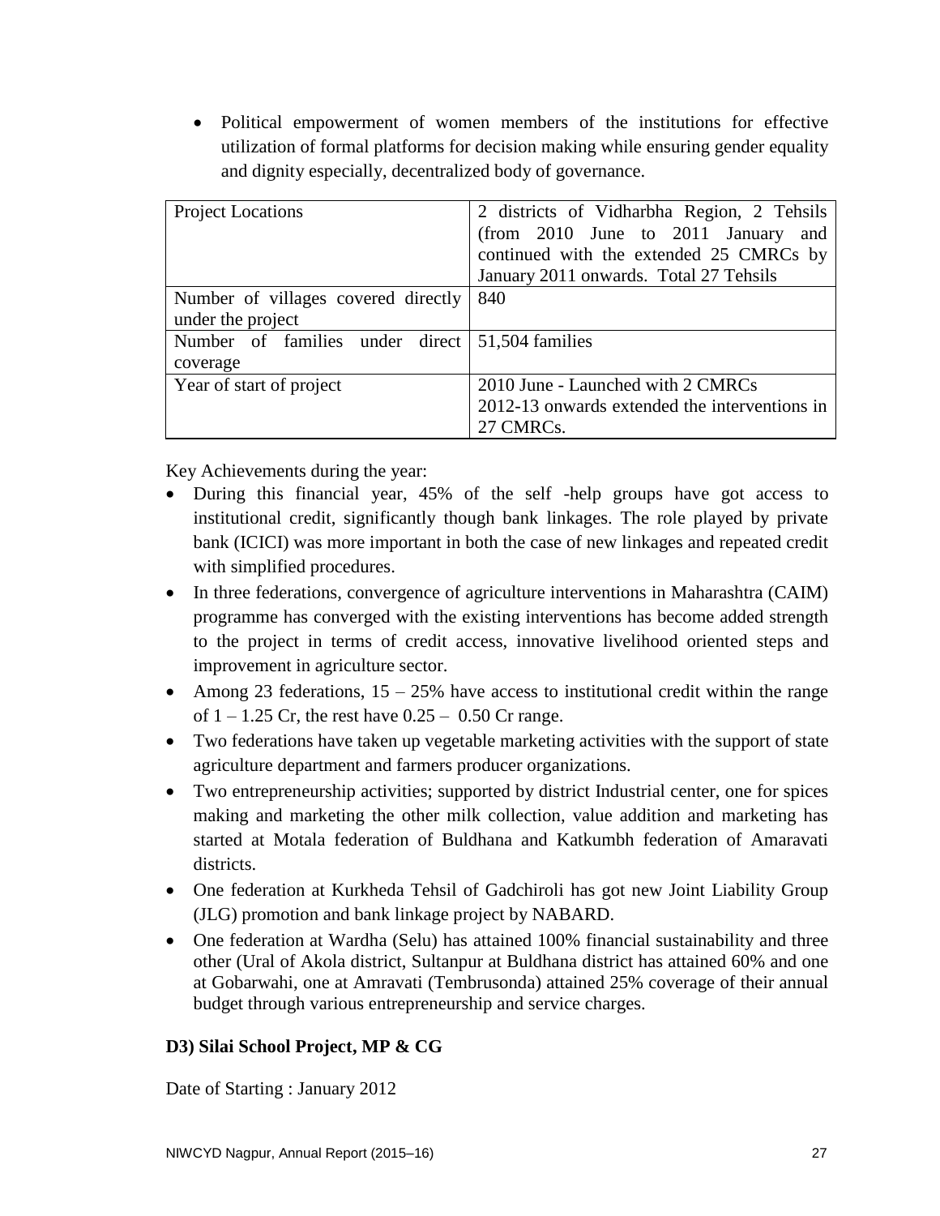- Political empowerment of women members of the institutions for effective utilization of formal platforms for decision making while ensuring gender equality and dignity especially, decentralized body of governance.

| Project Locations | 2 districts of Vidharbha Region, 2 Tehsils (from 2010 June to 2011 January and continued with the extended 25 CMRCs by January 2011 onwards. Total 27 Tehsils |
|---|---|
| Number of villages covered directly under the project | 840 |
| Number of families under direct coverage | 51,504 families |
| Year of start of project | 2010 June - Launched with 2 CMRCs<br>2012-13 onwards extended the interventions in 27 CMRCs. |

Key Achievements during the year:

- During this financial year, 45% of the self -help groups have got access to institutional credit, significantly though bank linkages. The role played by private bank (ICICI) was more important in both the case of new linkages and repeated credit with simplified procedures.
- In three federations, convergence of agriculture interventions in Maharashtra (CAIM) programme has converged with the existing interventions has become added strength to the project in terms of credit access, innovative livelihood oriented steps and improvement in agriculture sector.
- Among 23 federations, 15 – 25% have access to institutional credit within the range of 1 – 1.25 Cr, the rest have 0.25 – 0.50 Cr range.
- Two federations have taken up vegetable marketing activities with the support of state agriculture department and farmers producer organizations.
- Two entrepreneurship activities; supported by district Industrial center, one for spices making and marketing the other milk collection, value addition and marketing has started at Motala federation of Buldhana and Katkumbh federation of Amaravati districts.
- One federation at Kurkheda Tehsil of Gadchiroli has got new Joint Liability Group (JLG) promotion and bank linkage project by NABARD.
- One federation at Wardha (Selu) has attained 100% financial sustainability and three other (Ural of Akola district, Sultanpur at Buldhana district has attained 60% and one at Gobarwahi, one at Amravati (Tembrusonda) attained 25% coverage of their annual budget through various entrepreneurship and service charges.

**D3) Silai School Project, MP & CG**

Date of Starting : January 2012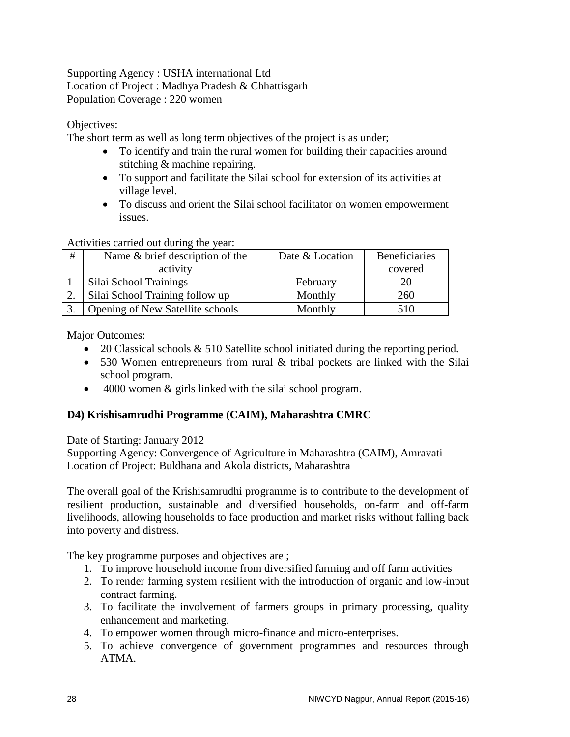Supporting Agency : USHA international Ltd
Location of Project : Madhya Pradesh & Chhattisgarh
Population Coverage : 220 women

Objectives:
The short term as well as long term objectives of the project is as under;

- To identify and train the rural women for building their capacities around stitching & machine repairing.
- To support and facilitate the Silai school for extension of its activities at village level.
- To discuss and orient the Silai school facilitator on women empowerment issues.

Activities carried out during the year:

| # | Name & brief description of the activity | Date & Location | Beneficiaries covered |
|---|---|---|---|
| 1 | Silai School Trainings | February | 20 |
| 2. | Silai School Training follow up | Monthly | 260 |
| 3. | Opening of New Satellite schools | Monthly | 510 |

Major Outcomes:

- 20 Classical schools & 510 Satellite school initiated during the reporting period.
- 530 Women entrepreneurs from rural & tribal pockets are linked with the Silai school program.
- 4000 women & girls linked with the silai school program.

**D4) Krishisamrudhi Programme (CAIM), Maharashtra CMRC**

Date of Starting: January 2012
Supporting Agency: Convergence of Agriculture in Maharashtra (CAIM), Amravati
Location of Project: Buldhana and Akola districts, Maharashtra

The overall goal of the Krishisamrudhi programme is to contribute to the development of resilient production, sustainable and diversified households, on-farm and off-farm livelihoods, allowing households to face production and market risks without falling back into poverty and distress.

The key programme purposes and objectives are ;

1. To improve household income from diversified farming and off farm activities
2. To render farming system resilient with the introduction of organic and low-input contract farming.
3. To facilitate the involvement of farmers groups in primary processing, quality enhancement and marketing.
4. To empower women through micro-finance and micro-enterprises.
5. To achieve convergence of government programmes and resources through ATMA.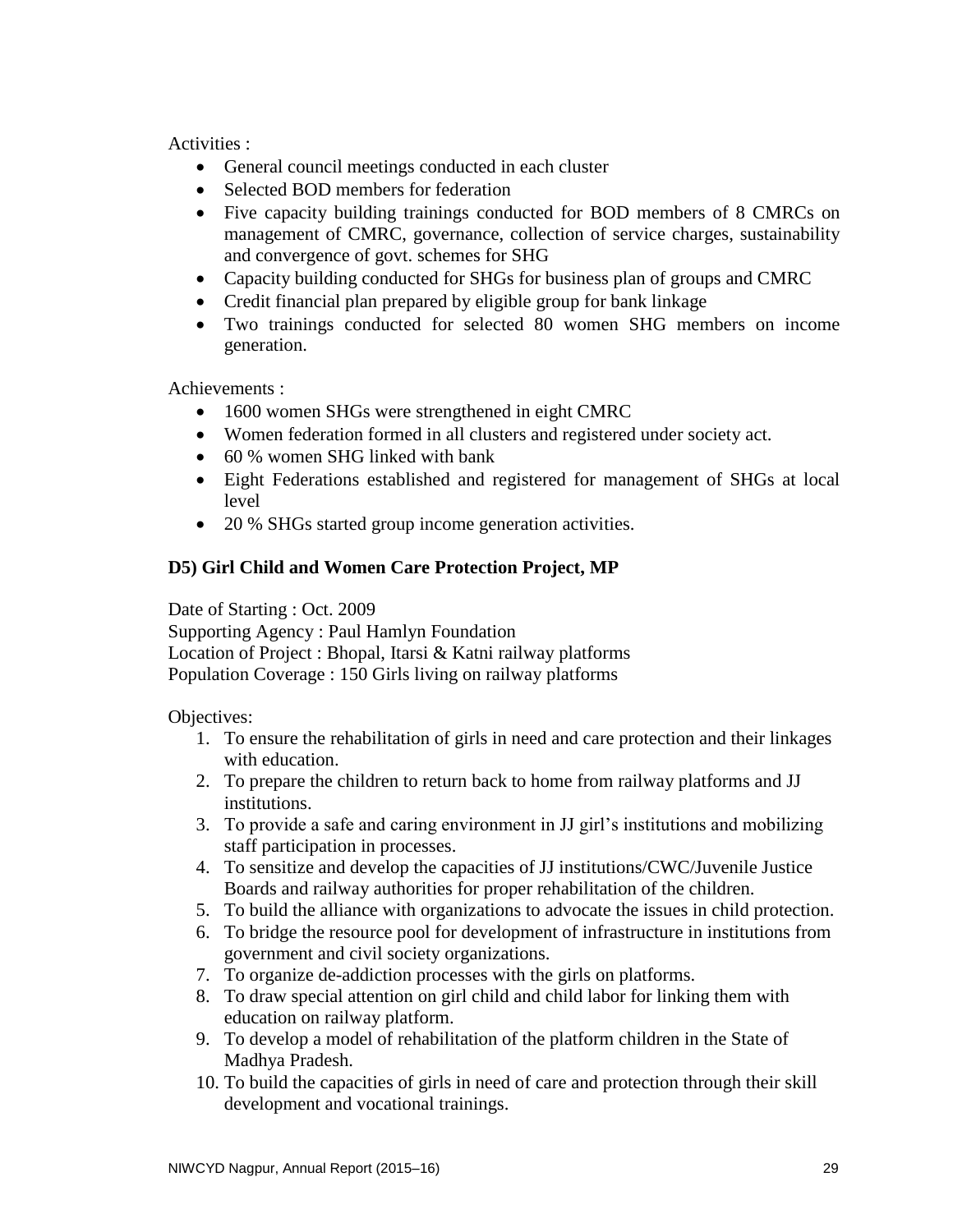Activities :

- General council meetings conducted in each cluster
- Selected BOD members for federation
- Five capacity building trainings conducted for BOD members of 8 CMRCs on management of CMRC, governance, collection of service charges, sustainability and convergence of govt. schemes for SHG
- Capacity building conducted for SHGs for business plan of groups and CMRC
- Credit financial plan prepared by eligible group for bank linkage
- Two trainings conducted for selected 80 women SHG members on income generation.

Achievements :

- 1600 women SHGs were strengthened in eight CMRC
- Women federation formed in all clusters and registered under society act.
- 60 % women SHG linked with bank
- Eight Federations established and registered for management of SHGs at local level
- 20 % SHGs started group income generation activities.

### D5) Girl Child and Women Care Protection Project, MP

Date of Starting : Oct. 2009
Supporting Agency : Paul Hamlyn Foundation
Location of Project : Bhopal, Itarsi & Katni railway platforms
Population Coverage : 150 Girls living on railway platforms

Objectives:

1. To ensure the rehabilitation of girls in need and care protection and their linkages with education.
2. To prepare the children to return back to home from railway platforms and JJ institutions.
3. To provide a safe and caring environment in JJ girl's institutions and mobilizing staff participation in processes.
4. To sensitize and develop the capacities of JJ institutions/CWC/Juvenile Justice Boards and railway authorities for proper rehabilitation of the children.
5. To build the alliance with organizations to advocate the issues in child protection.
6. To bridge the resource pool for development of infrastructure in institutions from government and civil society organizations.
7. To organize de-addiction processes with the girls on platforms.
8. To draw special attention on girl child and child labor for linking them with education on railway platform.
9. To develop a model of rehabilitation of the platform children in the State of Madhya Pradesh.
10. To build the capacities of girls in need of care and protection through their skill development and vocational trainings.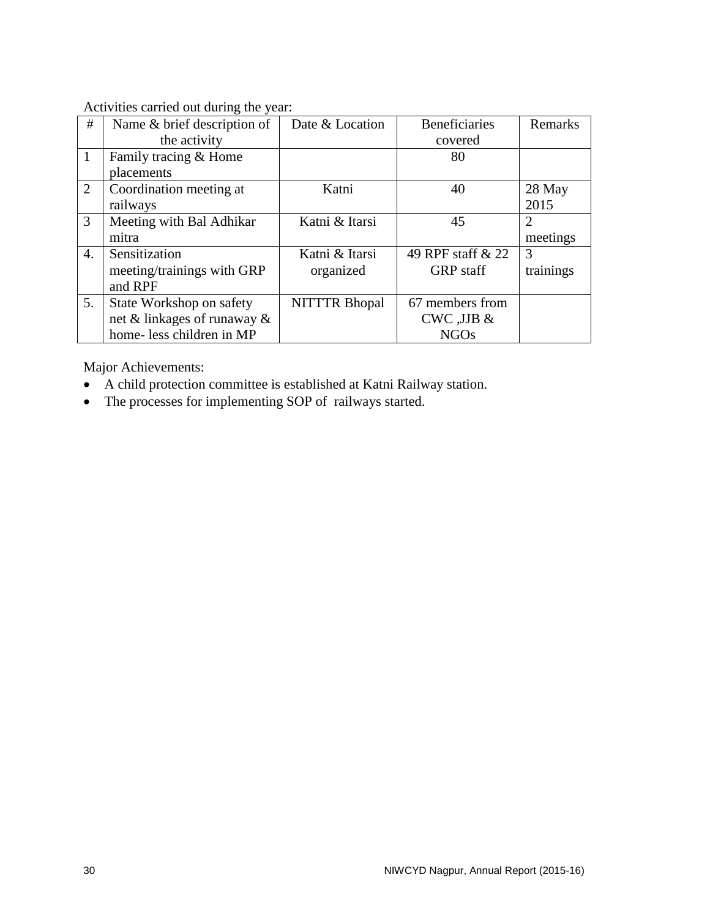Activities carried out during the year:

| # | Name & brief description of the activity | Date & Location | Beneficiaries covered | Remarks |
|---|---|---|---|---|
| 1 | Family tracing & Home placements | | 80 | |
| 2 | Coordination meeting at railways | Katni | 40 | 28 May 2015 |
| 3 | Meeting with Bal Adhikar mitra | Katni & Itarsi | 45 | 2 meetings |
| 4. | Sensitization meeting/trainings with GRP and RPF | Katni & Itarsi organized | 49 RPF staff & 22 GRP staff | 3 trainings |
| 5. | State Workshop on safety net & linkages of runaway & home- less children in MP | NITTTR Bhopal | 67 members from CWC ,JJB & NGOs | |

Major Achievements:

- A child protection committee is established at Katni Railway station.
- The processes for implementing SOP of railways started.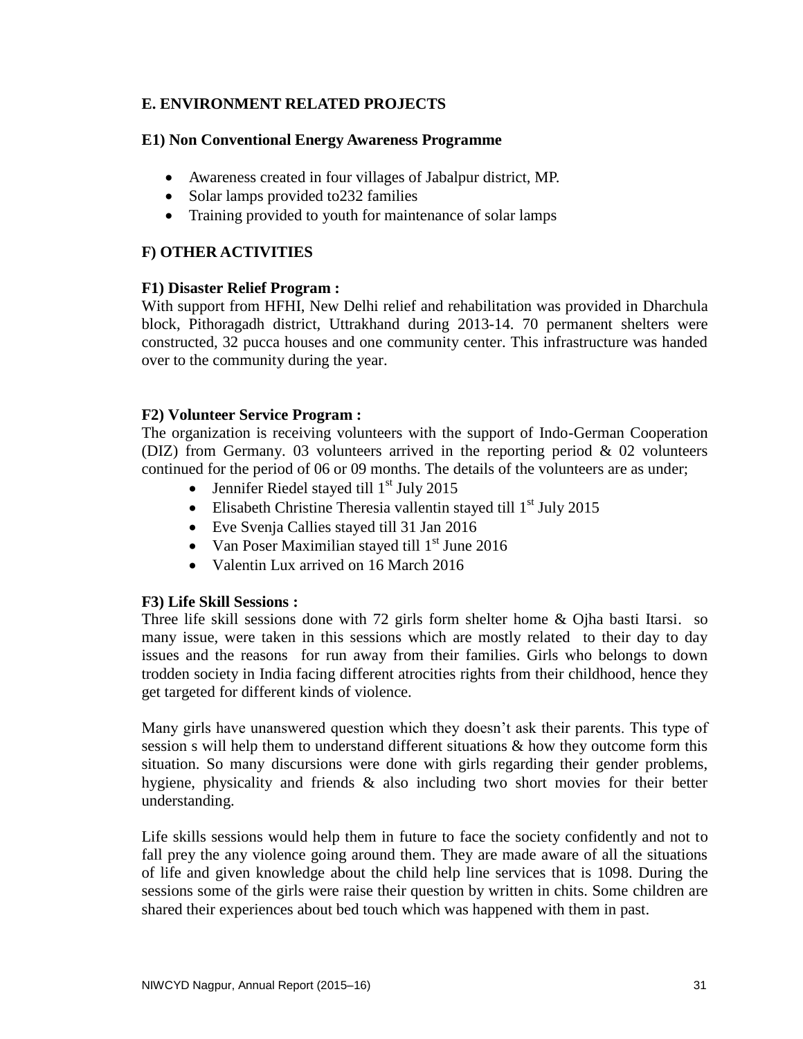## E. ENVIRONMENT RELATED PROJECTS

### E1) Non Conventional Energy Awareness Programme

- Awareness created in four villages of Jabalpur district, MP.
- Solar lamps provided to232 families
- Training provided to youth for maintenance of solar lamps

## F) OTHER ACTIVITIES

### F1) Disaster Relief Program :

With support from HFHI, New Delhi relief and rehabilitation was provided in Dharchula block, Pithoragadh district, Uttrakhand during 2013-14. 70 permanent shelters were constructed, 32 pucca houses and one community center. This infrastructure was handed over to the community during the year.

### F2) Volunteer Service Program :

The organization is receiving volunteers with the support of Indo-German Cooperation (DIZ) from Germany. 03 volunteers arrived in the reporting period & 02 volunteers continued for the period of 06 or 09 months. The details of the volunteers are as under;

- Jennifer Riedel stayed till 1st July 2015
- Elisabeth Christine Theresia vallentin stayed till 1st July 2015
- Eve Svenja Callies stayed till 31 Jan 2016
- Van Poser Maximilian stayed till 1st June 2016
- Valentin Lux arrived on 16 March 2016

### F3) Life Skill Sessions :

Three life skill sessions done with 72 girls form shelter home & Ojha basti Itarsi. so many issue, were taken in this sessions which are mostly related to their day to day issues and the reasons for run away from their families. Girls who belongs to down trodden society in India facing different atrocities rights from their childhood, hence they get targeted for different kinds of violence.

Many girls have unanswered question which they doesn't ask their parents. This type of session s will help them to understand different situations & how they outcome form this situation. So many discursions were done with girls regarding their gender problems, hygiene, physicality and friends & also including two short movies for their better understanding.

Life skills sessions would help them in future to face the society confidently and not to fall prey the any violence going around them. They are made aware of all the situations of life and given knowledge about the child help line services that is 1098. During the sessions some of the girls were raise their question by written in chits. Some children are shared their experiences about bed touch which was happened with them in past.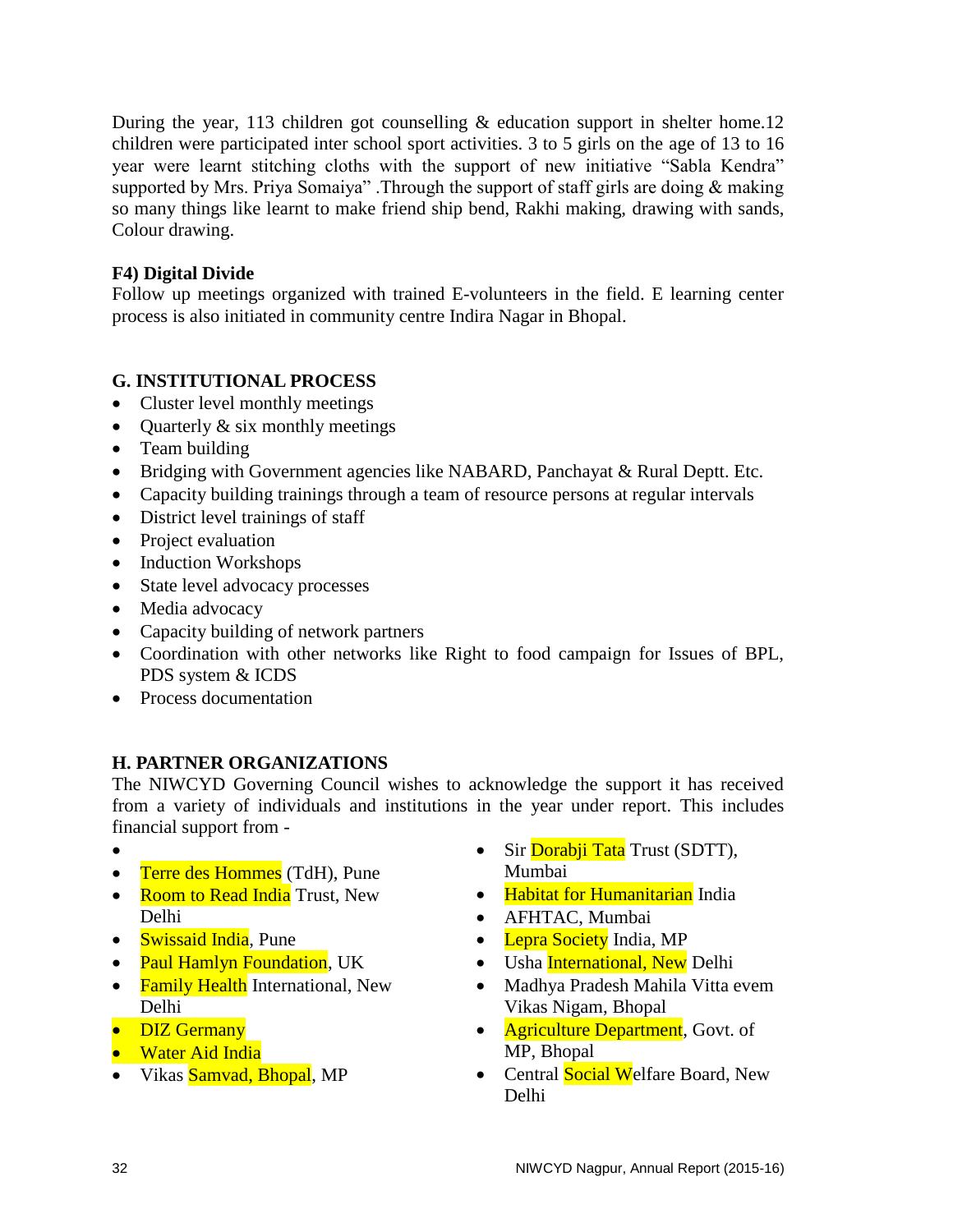During the year, 113 children got counselling & education support in shelter home.12 children were participated inter school sport activities. 3 to 5 girls on the age of 13 to 16 year were learnt stitching cloths with the support of new initiative "Sabla Kendra" supported by Mrs. Priya Somaiya" .Through the support of staff girls are doing & making so many things like learnt to make friend ship bend, Rakhi making, drawing with sands, Colour drawing.

**F4) Digital Divide**

Follow up meetings organized with trained E-volunteers in the field. E learning center process is also initiated in community centre Indira Nagar in Bhopal.

## G. INSTITUTIONAL PROCESS

- Cluster level monthly meetings
- Quarterly & six monthly meetings
- Team building
- Bridging with Government agencies like NABARD, Panchayat & Rural Deptt. Etc.
- Capacity building trainings through a team of resource persons at regular intervals
- District level trainings of staff
- Project evaluation
- Induction Workshops
- State level advocacy processes
- Media advocacy
- Capacity building of network partners
- Coordination with other networks like Right to food campaign for Issues of BPL, PDS system & ICDS
- Process documentation

## H. PARTNER ORGANIZATIONS

The NIWCYD Governing Council wishes to acknowledge the support it has received from a variety of individuals and institutions in the year under report. This includes financial support from -

- Terre des Hommes (TdH), Pune
- Room to Read India Trust, New Delhi
- Swissaid India, Pune
- Paul Hamlyn Foundation, UK
- Family Health International, New Delhi
- DIZ Germany
- Water Aid India
- Vikas Samvad, Bhopal, MP
- Sir Dorabji Tata Trust (SDTT), Mumbai
- Habitat for Humanitarian India
- AFHTAC, Mumbai
- Lepra Society India, MP
- Usha International, New Delhi
- Madhya Pradesh Mahila Vitta evem Vikas Nigam, Bhopal
- Agriculture Department, Govt. of MP, Bhopal
- Central Social Welfare Board, New Delhi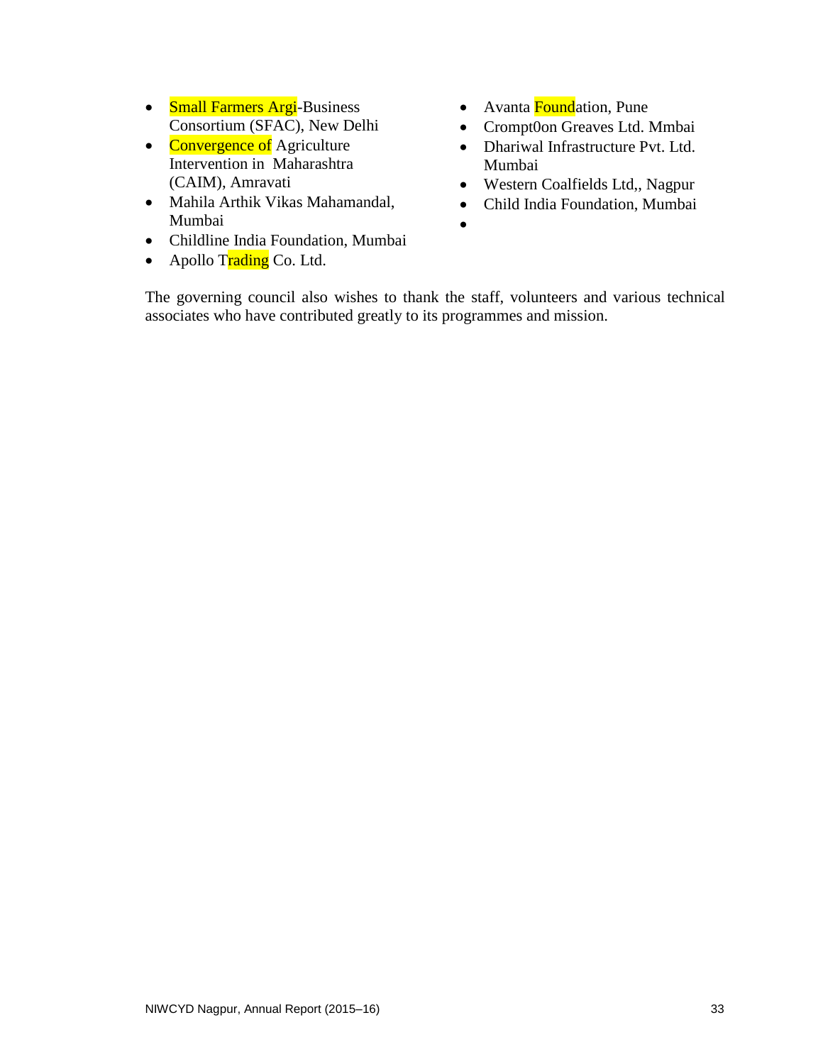- Small Farmers Argi-Business Consortium (SFAC), New Delhi
- Convergence of Agriculture Intervention in Maharashtra (CAIM), Amravati
- Mahila Arthik Vikas Mahamandal, Mumbai
- Childline India Foundation, Mumbai
- Apollo Trading Co. Ltd.
- Avanta Foundation, Pune
- Crompt0on Greaves Ltd. Mmbai
- Dhariwal Infrastructure Pvt. Ltd. Mumbai
- Western Coalfields Ltd,, Nagpur
- Child India Foundation, Mumbai

The governing council also wishes to thank the staff, volunteers and various technical associates who have contributed greatly to its programmes and mission.